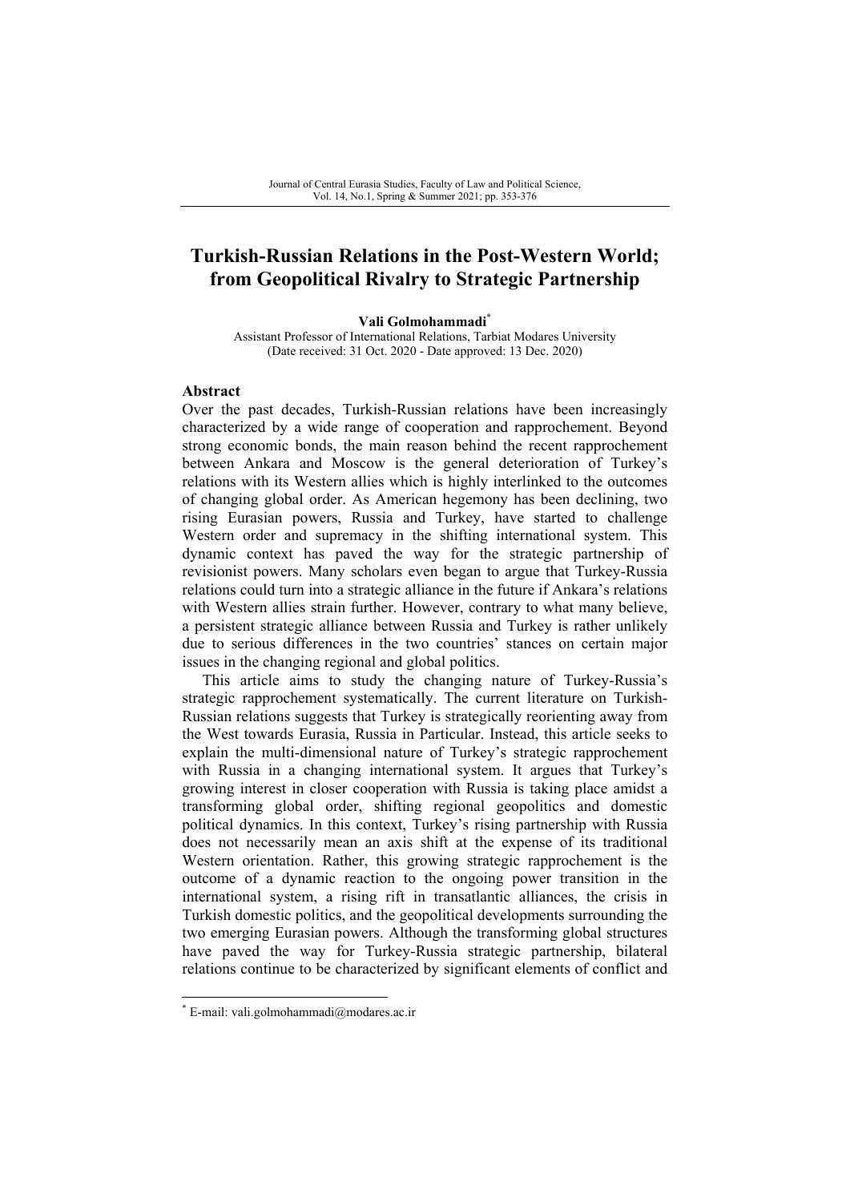# Turkish-Russian Relations in the Post-Western World; from Geopolitical Rivalry to Strategic Partnership

**Vali Golmohammadi**[*]

Assistant Professor of International Relations, Tarbiat Modares University

(Date received: 31 Oct. 2020 - Date approved: 13 Dec. 2020)

## Abstract

Over the past decades, Turkish-Russian relations have been increasingly characterized by a wide range of cooperation and rapprochement. Beyond strong economic bonds, the main reason behind the recent rapprochement between Ankara and Moscow is the general deterioration of Turkey's relations with its Western allies which is highly interlinked to the outcomes of changing global order. As American hegemony has been declining, two rising Eurasian powers, Russia and Turkey, have started to challenge Western order and supremacy in the shifting international system. This dynamic context has paved the way for the strategic partnership of revisionist powers. Many scholars even began to argue that Turkey-Russia relations could turn into a strategic alliance in the future if Ankara's relations with Western allies strain further. However, contrary to what many believe, a persistent strategic alliance between Russia and Turkey is rather unlikely due to serious differences in the two countries' stances on certain major issues in the changing regional and global politics.

This article aims to study the changing nature of Turkey-Russia's strategic rapprochement systematically. The current literature on Turkish-Russian relations suggests that Turkey is strategically reorienting away from the West towards Eurasia, Russia in Particular. Instead, this article seeks to explain the multi-dimensional nature of Turkey's strategic rapprochement with Russia in a changing international system. It argues that Turkey's growing interest in closer cooperation with Russia is taking place amidst a transforming global order, shifting regional geopolitics and domestic political dynamics. In this context, Turkey's rising partnership with Russia does not necessarily mean an axis shift at the expense of its traditional Western orientation. Rather, this growing strategic rapprochement is the outcome of a dynamic reaction to the ongoing power transition in the international system, a rising rift in transatlantic alliances, the crisis in Turkish domestic politics, and the geopolitical developments surrounding the two emerging Eurasian powers. Although the transforming global structures have paved the way for Turkey-Russia strategic partnership, bilateral relations continue to be characterized by significant elements of conflict and

---

[*] E-mail: vali.golmohammadi@modares.ac.ir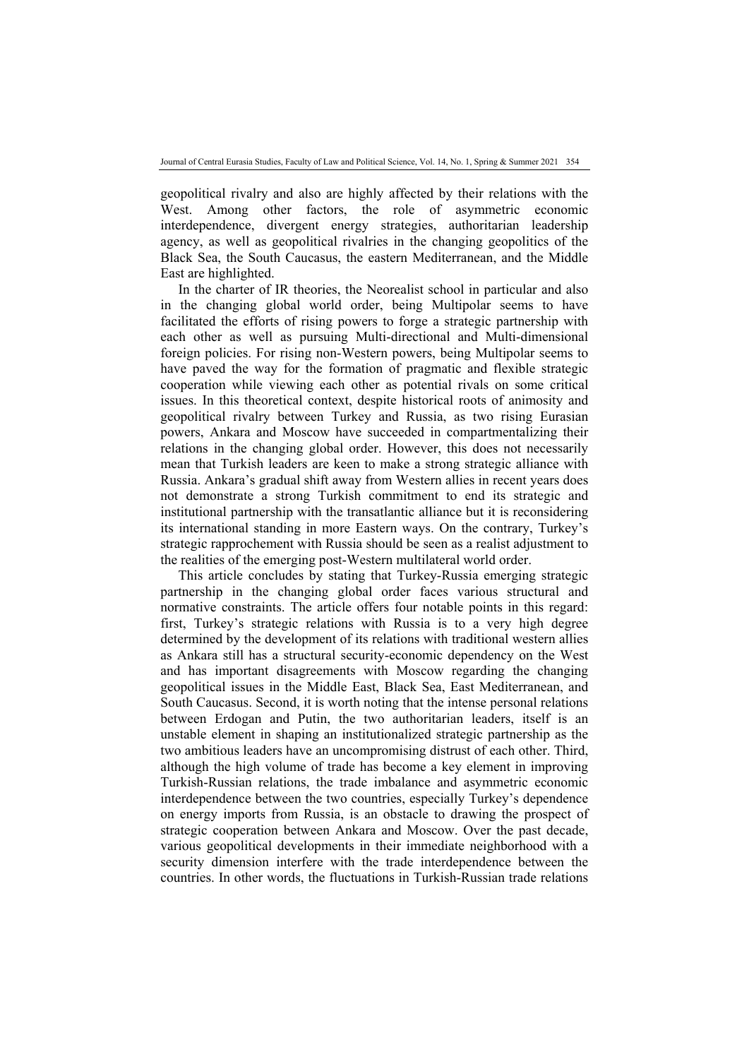geopolitical rivalry and also are highly affected by their relations with the West. Among other factors, the role of asymmetric economic interdependence, divergent energy strategies, authoritarian leadership agency, as well as geopolitical rivalries in the changing geopolitics of the Black Sea, the South Caucasus, the eastern Mediterranean, and the Middle East are highlighted.

In the charter of IR theories, the Neorealist school in particular and also in the changing global world order, being Multipolar seems to have facilitated the efforts of rising powers to forge a strategic partnership with each other as well as pursuing Multi-directional and Multi-dimensional foreign policies. For rising non-Western powers, being Multipolar seems to have paved the way for the formation of pragmatic and flexible strategic cooperation while viewing each other as potential rivals on some critical issues. In this theoretical context, despite historical roots of animosity and geopolitical rivalry between Turkey and Russia, as two rising Eurasian powers, Ankara and Moscow have succeeded in compartmentalizing their relations in the changing global order. However, this does not necessarily mean that Turkish leaders are keen to make a strong strategic alliance with Russia. Ankara's gradual shift away from Western allies in recent years does not demonstrate a strong Turkish commitment to end its strategic and institutional partnership with the transatlantic alliance but it is reconsidering its international standing in more Eastern ways. On the contrary, Turkey's strategic rapprochement with Russia should be seen as a realist adjustment to the realities of the emerging post-Western multilateral world order.

This article concludes by stating that Turkey-Russia emerging strategic partnership in the changing global order faces various structural and normative constraints. The article offers four notable points in this regard: first, Turkey's strategic relations with Russia is to a very high degree determined by the development of its relations with traditional western allies as Ankara still has a structural security-economic dependency on the West and has important disagreements with Moscow regarding the changing geopolitical issues in the Middle East, Black Sea, East Mediterranean, and South Caucasus. Second, it is worth noting that the intense personal relations between Erdogan and Putin, the two authoritarian leaders, itself is an unstable element in shaping an institutionalized strategic partnership as the two ambitious leaders have an uncompromising distrust of each other. Third, although the high volume of trade has become a key element in improving Turkish-Russian relations, the trade imbalance and asymmetric economic interdependence between the two countries, especially Turkey's dependence on energy imports from Russia, is an obstacle to drawing the prospect of strategic cooperation between Ankara and Moscow. Over the past decade, various geopolitical developments in their immediate neighborhood with a security dimension interfere with the trade interdependence between the countries. In other words, the fluctuations in Turkish-Russian trade relations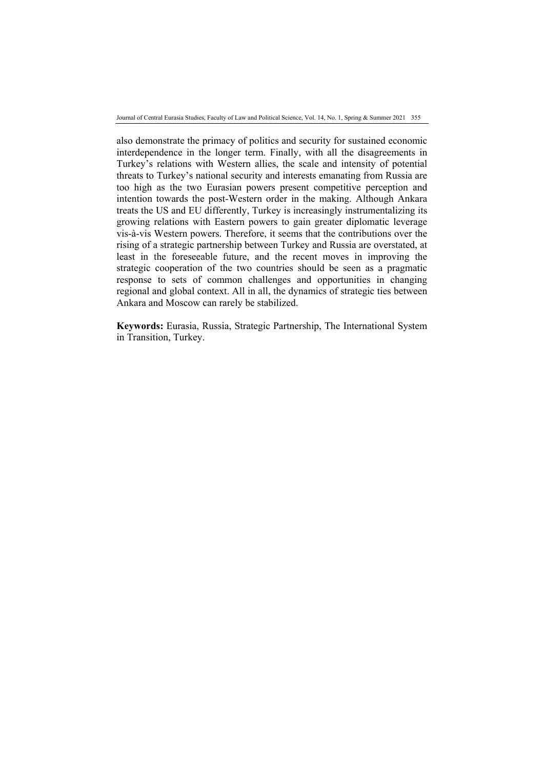also demonstrate the primacy of politics and security for sustained economic interdependence in the longer term. Finally, with all the disagreements in Turkey's relations with Western allies, the scale and intensity of potential threats to Turkey's national security and interests emanating from Russia are too high as the two Eurasian powers present competitive perception and intention towards the post-Western order in the making. Although Ankara treats the US and EU differently, Turkey is increasingly instrumentalizing its growing relations with Eastern powers to gain greater diplomatic leverage vis-à-vis Western powers. Therefore, it seems that the contributions over the rising of a strategic partnership between Turkey and Russia are overstated, at least in the foreseeable future, and the recent moves in improving the strategic cooperation of the two countries should be seen as a pragmatic response to sets of common challenges and opportunities in changing regional and global context. All in all, the dynamics of strategic ties between Ankara and Moscow can rarely be stabilized.

**Keywords:** Eurasia, Russia, Strategic Partnership, The International System in Transition, Turkey.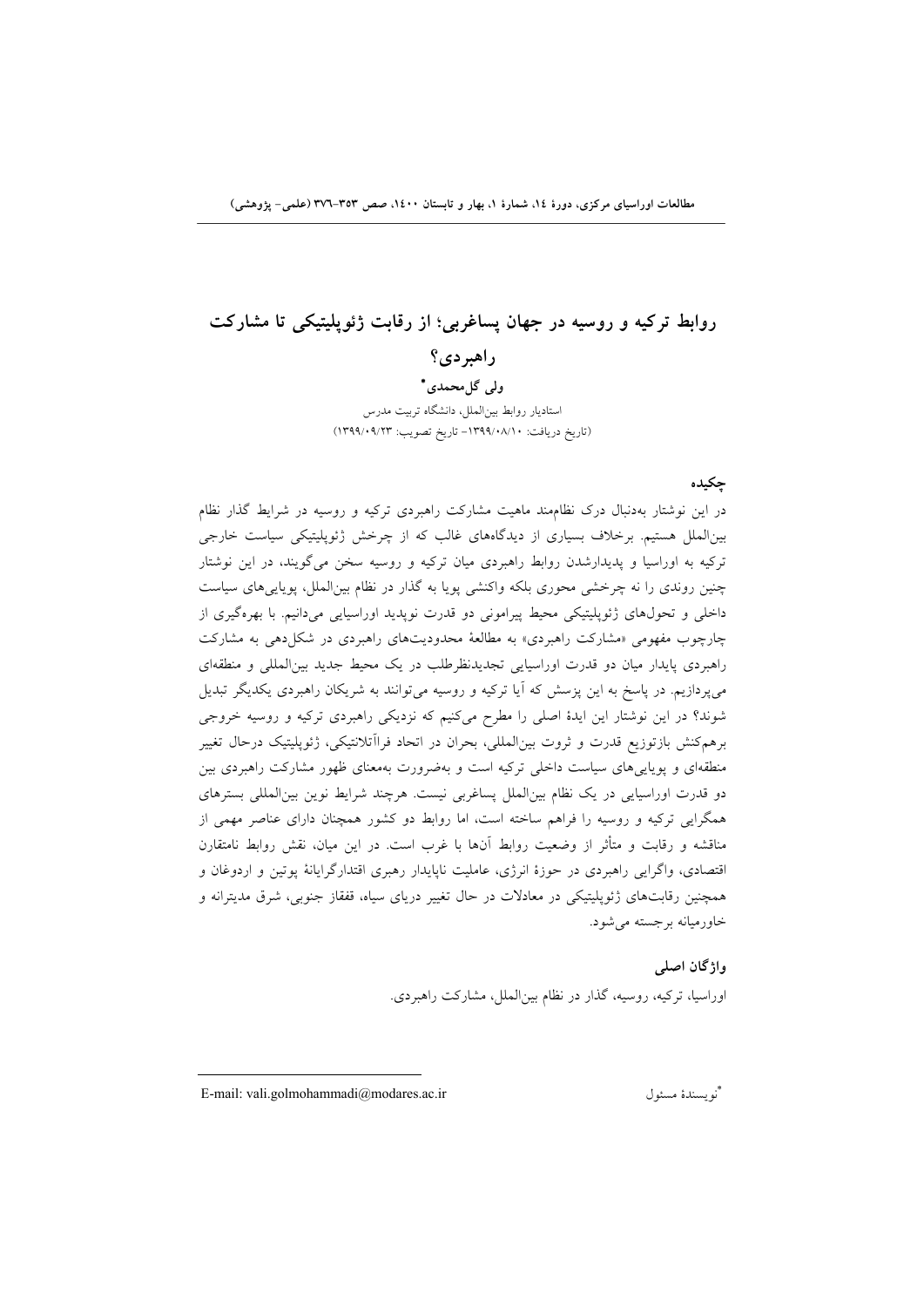# روابط ترکیه و روسیه در جهان پساغربی؛ از رقابت ژئوپلیتیکی تا مشارکت راهبردی؟

**ولی گل‌محمدی***

استادیار روابط بین‌الملل، دانشگاه تربیت مدرس

(تاریخ دریافت: ۱۳۹۹/۰۸/۱۰- تاریخ تصویب: ۱۳۹۹/۰۹/۲۳)

## چکیده

در این نوشتار به‌دنبال درک نظام‌مند ماهیت مشارکت راهبردی ترکیه و روسیه در شرایط گذار نظام بین‌الملل هستیم. برخلاف بسیاری از دیدگاه‌های غالب که از چرخش ژئوپلیتیکی سیاست خارجی ترکیه به اوراسیا و پدیدارشدن روابط راهبردی میان ترکیه و روسیه سخن می‌گویند، در این نوشتار چنین روندی را نه چرخشی محوری بلکه واکنشی پویا به گذار در نظام بین‌الملل، پویایی‌های سیاست داخلی و تحول‌های ژئوپلیتیکی محیط پیرامونی دو قدرت نوپدید اوراسیایی می‌دانیم. با بهره‌گیری از چارچوب مفهومی «مشارکت راهبردی» به مطالعهٔ محدودیت‌های راهبردی در شکل‌دهی به مشارکت راهبردی پایدار میان دو قدرت اوراسیایی تجدیدنظرطلب در یک محیط جدید بین‌المللی و منطقه‌ای می‌پردازیم. در پاسخ به این پرسش که آیا ترکیه و روسیه می‌توانند به شریکان راهبردی یکدیگر تبدیل شوند؟ در این نوشتار این ایدهٔ اصلی را مطرح می‌کنیم که نزدیکی راهبردی ترکیه و روسیه خروجی برهم‌کنش بازتوزیع قدرت و ثروت بین‌المللی، بحران در اتحاد فراآتلانتیکی، ژئوپلیتیک درحال تغییر منطقه‌ای و پویایی‌های سیاست داخلی ترکیه است و به‌ضرورت به‌معنای ظهور مشارکت راهبردی بین دو قدرت اوراسیایی در یک نظام بین‌الملل پساغربی نیست. هرچند شرایط نوین بین‌المللی بسترهای همگرایی ترکیه و روسیه را فراهم ساخته است، اما روابط دو کشور همچنان دارای عناصر مهمی از مناقشه و رقابت و متأثر از وضعیت روابط آن‌ها با غرب است. در این میان، نقش روابط نامتقارن اقتصادی، واگرایی راهبردی در حوزهٔ انرژی، عاملیت ناپایدار رهبری اقتدارگرایانهٔ پوتین و اردوغان و همچنین رقابت‌های ژئوپلیتیکی در معادلات در حال تغییر دریای سیاه، قفقاز جنوبی، شرق مدیترانه و خاورمیانه برجسته می‌شود.

## واژگان اصلی

اوراسیا، ترکیه، روسیه، گذار در نظام بین‌الملل، مشارکت راهبردی.

---

*نویسندهٔ مسئول

E-mail: vali.golmohammadi@modares.ac.ir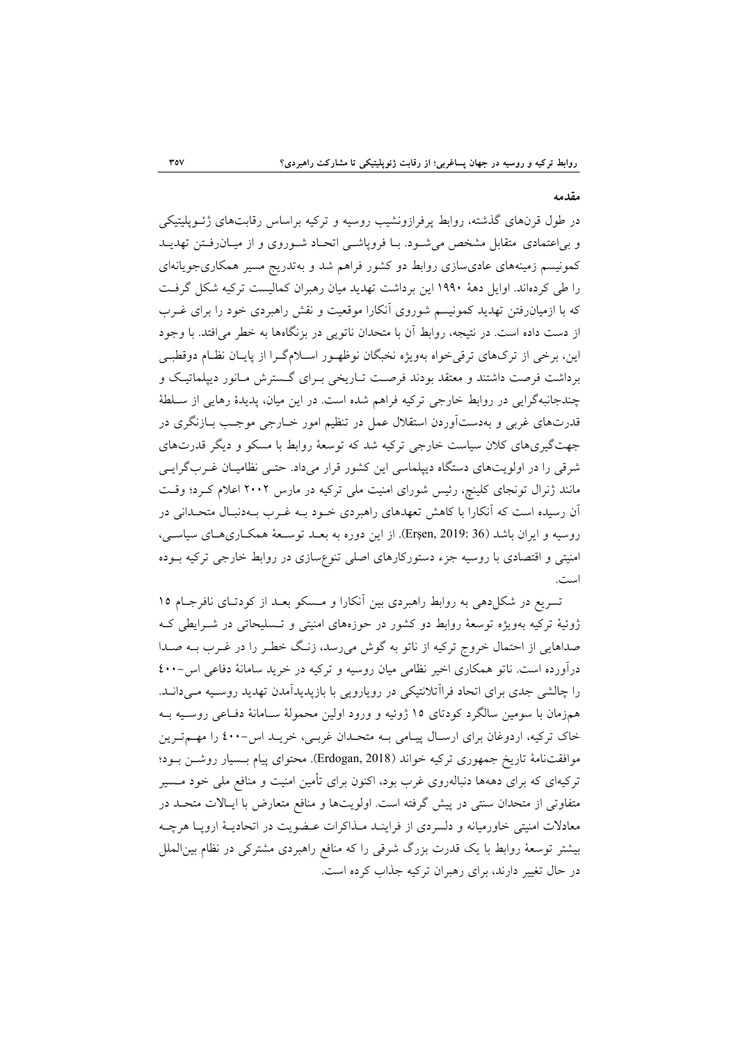### مقدمه

در طول قرن‌های گذشته، روابط پرفرازونشیب روسیه و ترکیه براساس رقابت‌های ژئوپلیتیکی و بی‌اعتمادی متقابل مشخص می‌شود. با فروپاشی اتحاد شوروی و از میان‌رفتن تهدید کمونیسم زمینه‌های عادی‌سازی روابط دو کشور فراهم شد و به‌تدریج مسیر همکاری‌جویانه‌ای را طی کرده‌اند. اوایل دهۀ ۱۹۹۰ این برداشت تهدید میان رهبران کمالیست ترکیه شکل گرفت که با ازمیان‌رفتن تهدید کمونیسم شوروی آنکارا موقعیت و نقش راهبردی خود را برای غرب از دست داده است. در نتیجه، روابط آن با متحدان ناتویی در بزنگاه‌ها به خطر می‌افتد. با وجود این، برخی از ترک‌های ترقی‌خواه به‌ویژه نخبگان نوظهور اسلام‌گرا از پایان نظام دوقطبی برداشت فرصت داشتند و معتقد بودند فرصت تاریخی برای گسترش مانور دیپلماتیک و چندجانبه‌گرایی در روابط خارجی ترکیه فراهم شده است. در این میان، پدیدۀ رهایی از سلطۀ قدرت‌های غربی و به‌دست‌آوردن استقلال عمل در تنظیم امور خارجی موجب بازنگری در جهت‌گیری‌های کلان سیاست خارجی ترکیه شد که توسعۀ روابط با مسکو و دیگر قدرت‌های شرقی را در اولویت‌های دستگاه دیپلماسی این کشور قرار می‌داد. حتی نظامیان غرب‌گرایی مانند ژنرال تونجای کلینچ، رئیس شورای امنیت ملی ترکیه در مارس ۲۰۰۲ اعلام کرد؛ وقت آن رسیده است که آنکارا با کاهش تعهدهای راهبردی خود به غرب به‌دنبال متحدانی در روسیه و ایران باشد (Erşen, 2019: 36). از این دوره به بعد توسعۀ همکاری‌های سیاسی، امنیتی و اقتصادی با روسیه جزء دستورکارهای اصلی تنوع‌سازی در روابط خارجی ترکیه بوده است.

تسریع در شکل‌دهی به روابط راهبردی بین آنکارا و مسکو بعد از کودتای نافرجام ۱۵ ژوئیۀ ترکیه به‌ویژه توسعۀ روابط دو کشور در حوزه‌های امنیتی و تسلیحاتی در شرایطی که صداهایی از احتمال خروج ترکیه از ناتو به گوش می‌رسد، زنگ خطر را در غرب به صدا درآورده است. ناتو همکاری اخیر نظامی میان روسیه و ترکیه در خرید سامانۀ دفاعی اس-۴۰۰ را چالشی جدی برای اتحاد فراآتلانتیکی در رویارویی با بازپدیدآمدن تهدید روسیه می‌داند. هم‌زمان با سومین سالگرد کودتای ۱۵ ژوئیه و ورود اولین محمولۀ سامانۀ دفاعی روسیه به خاک ترکیه، اردوغان برای ارسال پیامی به متحدان غربی، خرید اس-۴۰۰ را مهم‌ترین موافقت‌نامۀ تاریخ جمهوری ترکیه خواند (Erdogan, 2018). محتوای پیام بسیار روشن بود؛ ترکیه‌ای که برای دهه‌ها دنباله‌روی غرب بود، اکنون برای تأمین امنیت و منافع ملی خود مسیر متفاوتی از متحدان سنتی در پیش گرفته است. اولویت‌ها و منافع متعارض با ایالات متحد در معادلات امنیتی خاورمیانه و دلسردی از فرایند مذاکرات عضویت در اتحادیۀ اروپا هرچه بیشتر توسعۀ روابط با یک قدرت بزرگ شرقی را که منافع راهبردی مشترکی در نظام بین‌الملل در حال تغییر دارند، برای رهبران ترکیه جذاب کرده است.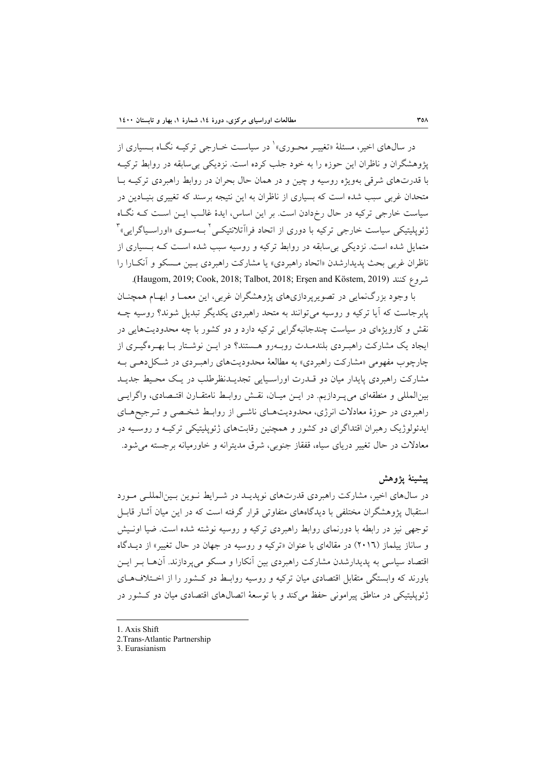در سال‌های اخیر، مسئلهٔ «تغییـر محـوری»[1] در سیاسـت خـارجی ترکیـه نگـاه بـسیاری از پژوهشگران و ناظران این حوزه را به خود جلب کرده است. نزدیکی بی‌سابقه در روابط ترکیـه با قدرت‌های شرقی به‌ویژه روسیه و چین و در همان حال بحران در روابط راهبردی ترکیـه بـا متحدان غربی سبب شده است که بسیاری از ناظران به این نتیجه برسند که تغییری بنیـادین در سیاست خارجی ترکیه در حال رخ‌دادن است. بر این اساس، ایدهٔ غالـب ایـن اسـت کـه نگـاه ژئوپلیتیکی سیاست خارجی ترکیه با دوری از اتحاد فراآتلانتیکـی[2] بـه‌سـوی «اوراسـیاگرایی»[3] متمایل شده است. نزدیکی بی‌سابقه در روابط ترکیه و روسیه سبب شده اسـت کـه بـسیاری از ناظران غربی بحث پدیدارشدن «اتحاد راهبردی» یا مشارکت راهبردی بـین مـسکو و آنکـارا را شروع کنند (Haugom, 2019; Cook, 2018; Talbot, 2018; Erşen and Köstem, 2019).

با وجود بزرگ‌نمایی در تصویرپردازی‌های پژوهشگران غربی، این معمـا و ابهـام همچنـان پابرجاست که آیا ترکیه و روسیه می‌توانند به متحد راهبردی یکدیگر تبدیل شوند؟ روسیه چـه نقش و کارویژه‌ای در سیاست چندجانبه‌گرایی ترکیه دارد و دو کشور با چه محدودیت‌هایی در ایجاد یک مشارکت راهبـردی بلندمـدت روبـه‌رو هـستند؟ در ایـن نوشـتار بـا بهـره‌گیـری از چارچوب مفهومی «مشارکت راهبردی» به مطالعهٔ محدودیت‌های راهبـردی در شـکل‌دهـی بـه مشارکت راهبردی پایدار میان دو قـدرت اوراسـیایی تجدیـدنظرطلب در یـک محـیط جدیـد بین‌المللی و منطقه‌ای می‌پـردازیم. در ایـن میـان، نقـش روابـط نامتقـارن اقتـصادی، واگرایـی راهبردی در حوزهٔ معادلات انرژی، محدودیت‌هـای ناشـی از روابـط شخـصی و تـرجیح‌هـای ایدئولوژیک رهبران اقتدارگرای دو کشور و همچنین رقابت‌های ژئوپلیتیکی ترکیـه و روسـیه در معادلات در حال تغییر دریای سیاه، قفقاز جنوبی، شرق مدیترانه و خاورمیانه برجسته می‌شود.

## پیشینهٔ پژوهش

در سال‌های اخیر، مشارکت راهبردی قدرت‌های نوپدیـد در شـرایط نـوین بـین‌المللـی مـورد استقبال پژوهشگران مختلفی با دیدگاه‌های متفاوتی قرار گرفته است که در این میان آثـار قابـل توجهی نیز در رابطه با دورنمای روابط راهبردی ترکیه و روسیه نوشته شده است. ضیا اونـیش و ساناز ییلماز (۲۰۱۶) در مقاله‌ای با عنوان «ترکیه و روسیه در جهان در حال تغییر» از دیـدگاه اقتصاد سیاسی به پدیدارشدن مشارکت راهبردی بین آنکارا و مسکو می‌پردازند. آن‌هـا بـر ایـن باورند که وابستگی متقابل اقتصادی میان ترکیه و روسیه روابـط دو کـشور را از اخـتلاف‌هـای ژئوپلیتیکی در مناطق پیرامونی حفظ می‌کند و با توسعهٔ اتصال‌های اقتصادی میان دو کـشور در

---

1. Axis Shift
2. Trans-Atlantic Partnership
3. Eurasianism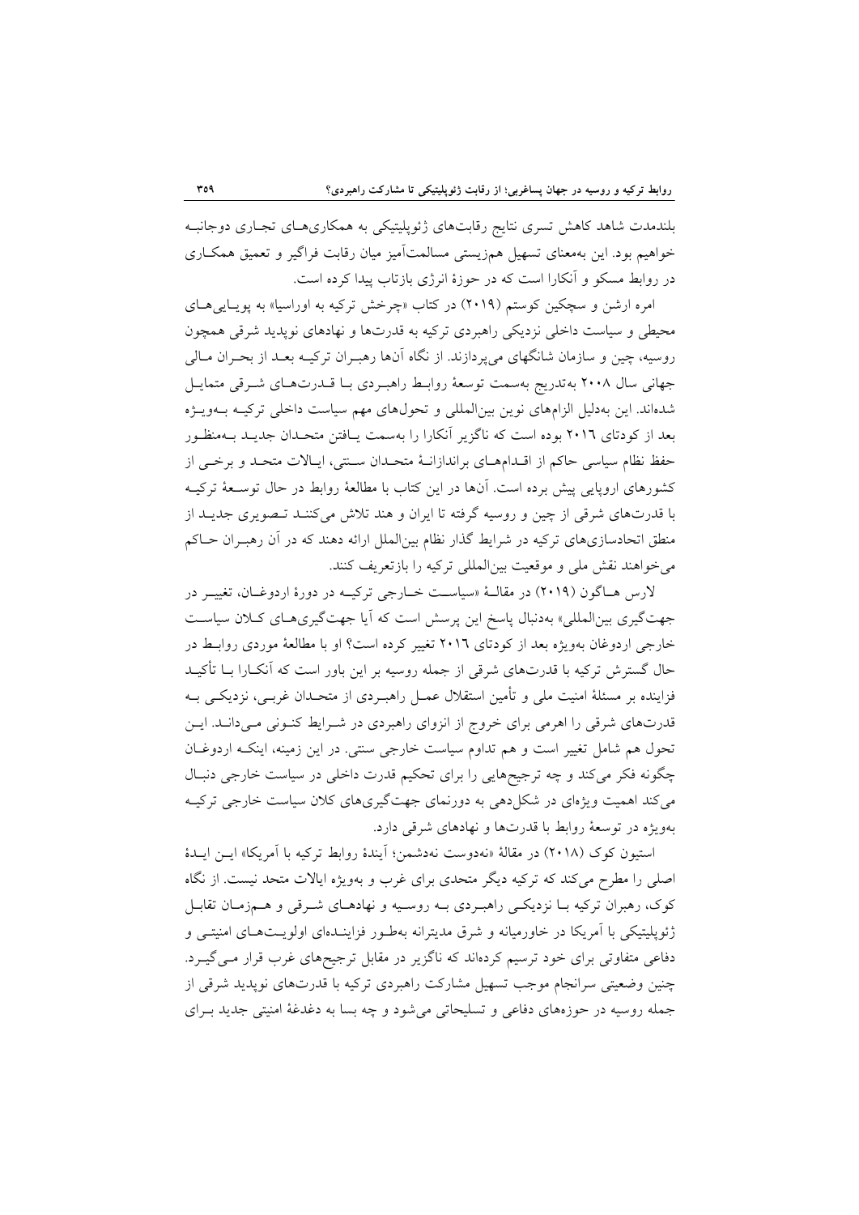بلندمدت شاهد کاهش تسری نتایج رقابت‌های ژئوپلیتیکی به همکاری‌های تجاری دوجانبه خواهیم بود. این به‌معنای تسهیل همزیستی مسالمت‌آمیز میان رقابت فراگیر و تعمیق همکاری در روابط مسکو و آنکارا است که در حوزهٔ انرژی بازتاب پیدا کرده است.

امره ارشن و سچکین کوستم (۲۰۱۹) در کتاب «چرخش ترکیه به اوراسیا» به پویایی‌های محیطی و سیاست داخلی نزدیکی راهبردی ترکیه به قدرت‌ها و نهادهای نوپدید شرقی همچون روسیه، چین و سازمان شانگهای می‌پردازند. از نگاه آن‌ها رهبران ترکیه بعد از بحران مالی جهانی سال ۲۰۰۸ به‌تدریج به‌سمت توسعهٔ روابط راهبردی با قدرت‌های شرقی متمایل شده‌اند. این به‌دلیل الزام‌های نوین بین‌المللی و تحول‌های مهم سیاست داخلی ترکیه به‌ویژه بعد از کودتای ۲۰۱۶ بوده است که ناگزیر آنکارا را به‌سمت یافتن متحدان جدید به‌منظور حفظ نظام سیاسی حاکم از اقدام‌های براندازانهٔ متحدان سنتی، ایالات متحد و برخی از کشورهای اروپایی پیش برده است. آن‌ها در این کتاب با مطالعهٔ روابط در حال توسعهٔ ترکیه با قدرت‌های شرقی از چین و روسیه گرفته تا ایران و هند تلاش می‌کنند تصویری جدید از منطق اتحادسازی‌های ترکیه در شرایط گذار نظام بین‌الملل ارائه دهند که در آن رهبران حاکم می‌خواهند نقش ملی و موقعیت بین‌المللی ترکیه را بازتعریف کنند.

لارس هاگون (۲۰۱۹) در مقالهٔ «سیاست خارجی ترکیه در دورهٔ اردوغان، تغییر در جهت‌گیری بین‌المللی» به‌دنبال پاسخ این پرسش است که آیا جهت‌گیری‌های کلان سیاست خارجی اردوغان به‌ویژه بعد از کودتای ۲۰۱۶ تغییر کرده است؟ او با مطالعهٔ موردی روابط در حال گسترش ترکیه با قدرت‌های شرقی از جمله روسیه بر این باور است که آنکارا با تأکید فزاینده بر مسئلهٔ امنیت ملی و تأمین استقلال عمل راهبردی از متحدان غربی، نزدیکی به قدرت‌های شرقی را اهرمی برای خروج از انزوای راهبردی در شرایط کنونی می‌داند. این تحول هم شامل تغییر است و هم تداوم سیاست خارجی سنتی. در این زمینه، اینکه اردوغان چگونه فکر می‌کند و چه ترجیح‌هایی را برای تحکیم قدرت داخلی در سیاست خارجی دنبال می‌کند اهمیت ویژه‌ای در شکل‌دهی به دورنمای جهت‌گیری‌های کلان سیاست خارجی ترکیه به‌ویژه در توسعهٔ روابط با قدرت‌ها و نهادهای شرقی دارد.

استیون کوک (۲۰۱۸) در مقالهٔ «نه‌دوست نه‌دشمن؛ آیندهٔ روابط ترکیه با آمریکا» این ایدهٔ اصلی را مطرح می‌کند که ترکیه دیگر متحدی برای غرب و به‌ویژه ایالات متحد نیست. از نگاه کوک، رهبران ترکیه با نزدیکی راهبردی به روسیه و نهادهای شرقی و هم‌زمان تقابل ژئوپلیتیکی با آمریکا در خاورمیانه و شرق مدیترانه به‌طور فزاینده‌ای اولویت‌های امنیتی و دفاعی متفاوتی برای خود ترسیم کرده‌اند که ناگزیر در مقابل ترجیح‌های غرب قرار می‌گیرد. چنین وضعیتی سرانجام موجب تسهیل مشارکت راهبردی ترکیه با قدرت‌های نوپدید شرقی از جمله روسیه در حوزه‌های دفاعی و تسلیحاتی می‌شود و چه بسا به دغدغهٔ امنیتی جدید برای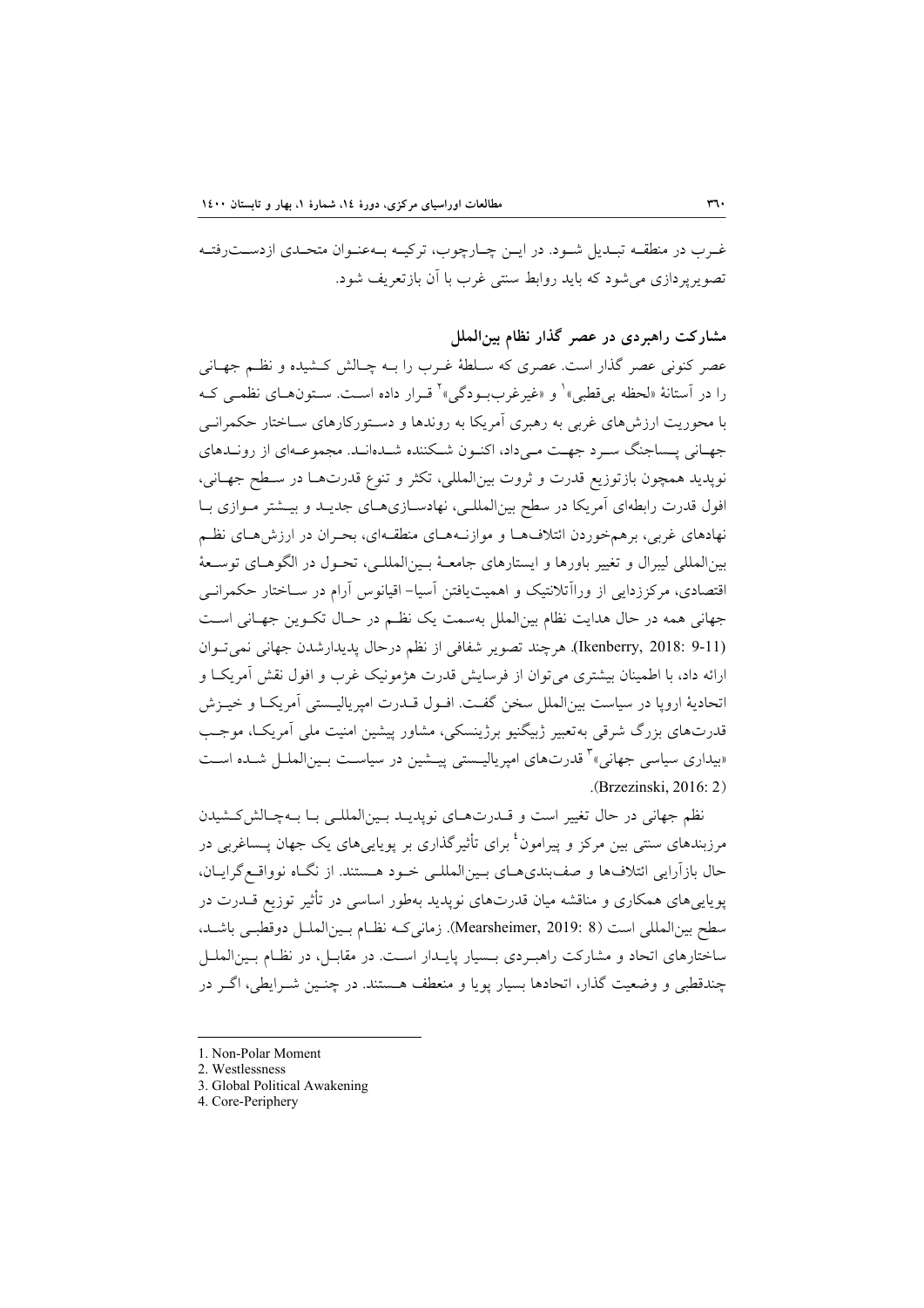غـرب در منطقـه تبـدیل شـود. در ایـن چـارچوب، ترکیـه بـه‌عنـوان متحـدی ازدسـت‌رفتـه تصویرپردازی می‌شود که باید روابط سنتی غرب با آن بازتعریف شود.

## مشارکت راهبردی در عصر گذار نظام بین‌الملل

عصر کنونی عصر گذار است. عصری که سـلطهٔ غـرب را بـه چـالش کـشیده و نظـم جهـانی را در آستانهٔ «لحظه بی‌قطبی»[1] و «غیرغرب‌بـودگی»[2] قـرار داده اسـت. سـتون‌هـای نظمـی کـه با محوریت ارزش‌های غربی به رهبری آمریکا به روندها و دسـتورکارهای سـاختار حکمرانـی جهـانی پـساجنگ سـرد جهـت مـی‌داد، اکنـون شـکننده شـده‌انـد. مجموعـه‌ای از رونـدهای نوپدید همچون بازتوزیع قدرت و ثروت بین‌المللی، تکثر و تنوع قدرت‌هـا در سـطح جهـانی، افول قدرت رابطه‌ای آمریکا در سطح بین‌المللـی، نهادسـازی‌هـای جدیـد و بیـشتر مـوازی بـا نهادهای غربی، برهم‌خوردن ائتلاف‌هـا و موازنـه‌هـای منطقـه‌ای، بحـران در ارزش‌هـای نظـم بین‌المللی لیبرال و تغییر باورها و ایستارهای جامعـهٔ بـین‌المللـی، تحـول در الگوهـای توسـعهٔ اقتصادی، مرکززدایی از وراآتلانتیک و اهمیت‌یافتن آسیا- اقیانوس آرام در سـاختار حکمرانـی جهانی همه در حال هدایت نظام بین‌الملل به‌سمت یک نظـم در حـال تکـوین جهـانی اسـت (Ikenberry, 2018: 9-11). هرچند تصویر شفافی از نظم درحال پدیدارشدن جهانی نمی‌تـوان ارائه داد، با اطمینان بیشتری می‌توان از فرسایش قدرت هژمونیک غرب و افول نقش آمریکـا و اتحادیهٔ اروپا در سیاست بین‌الملل سخن گفـت. افـول قـدرت امپریالیـستی آمریکـا و خیـزش قدرت‌های بزرگ شرقی به‌تعبیر ژبیگنیو برژینسکی، مشاور پیشین امنیت ملی آمریکـا، موجـب «بیداری سیاسی جهانی»[3] قدرت‌های امپریالیـستی پیـشین در سیاسـت بـین‌الملـل شـده اسـت (Brzezinski, 2016: 2).

نظم جهانی در حال تغییر است و قـدرت‌هـای نوپدیـد بـین‌المللـی بـا بـه‌چـالش‌کـشیدن مرزبندهای سنتی بین مرکز و پیرامون[4] برای تأثیرگذاری بر پویایی‌های یک جهان پـساغربی در حال بازآرایی ائتلاف‌ها و صف‌بندی‌هـای بـین‌المللـی خـود هـستند. از نگـاه نوواقـع‌گرایـان، پویایی‌های همکاری و مناقشه میان قدرت‌های نوپدید به‌طور اساسی در تأثیر توزیع قـدرت در سطح بین‌المللی است (Mearsheimer, 2019: 8). زمانی‌کـه نظـام بـین‌الملـل دوقطبـی باشـد، ساختارهای اتحاد و مشارکت راهبـردی بـسیار پایـدار اسـت. در مقابـل، در نظـام بـین‌الملـل چندقطبی و وضعیت گذار، اتحادها بسیار پویا و منعطف هـستند. در چنـین شـرایطی، اگـر در

---

1. Non-Polar Moment
2. Westlessness
3. Global Political Awakening
4. Core-Periphery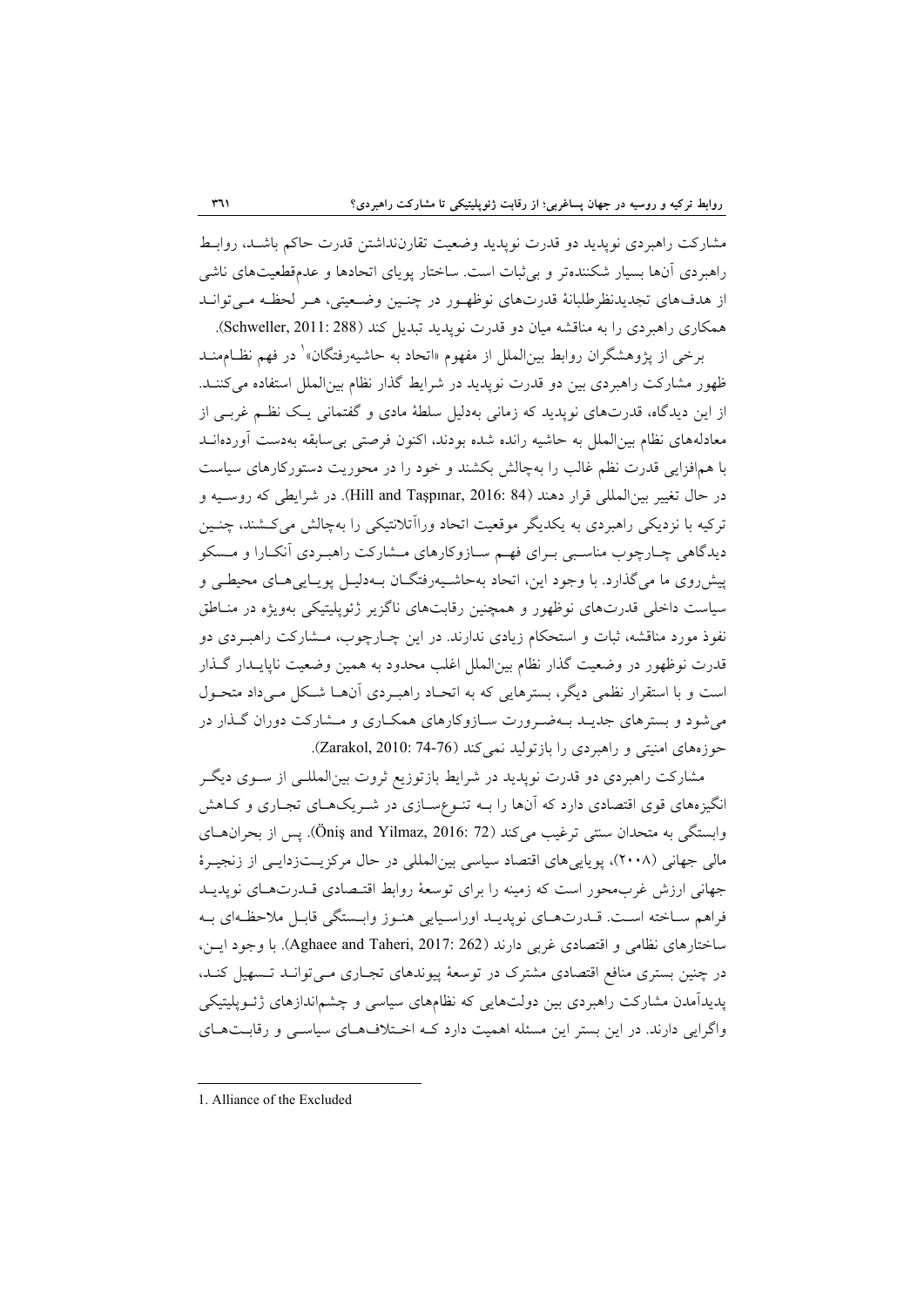مشارکت راهبردی نوپدید دو قدرت نوپدید وضعیت تقارن‌نداشتن قدرت حاکم باشد، روابط راهبردی آن‌ها بسیار شکننده‌تر و بی‌ثبات است. ساختار پویای اتحادها و عدم‌قطعیت‌های ناشی از هدف‌های تجدیدنظرطلبانۀ قدرت‌های نوظهور در چنین وضعیتی، هر لحظه می‌تواند همکاری راهبردی را به مناقشه میان دو قدرت نوپدید تبدیل کند (Schweller, 2011: 288).

برخی از پژوهشگران روابط بین‌الملل از مفهوم «اتحاد به حاشیه‌رفتگان»[1] در فهم نظام‌مند ظهور مشارکت راهبردی بین دو قدرت نوپدید در شرایط گذار نظام بین‌الملل استفاده می‌کنند. از این دیدگاه، قدرت‌های نوپدید که زمانی به‌دلیل سلطۀ مادی و گفتمانی یک نظم غربی از معادله‌های نظام بین‌الملل به حاشیه رانده شده بودند، اکنون فرصتی بی‌سابقه به‌دست آورده‌اند با هم‌افزایی قدرت نظم غالب را به‌چالش بکشند و خود را در محوریت دستورکارهای سیاست در حال تغییر بین‌المللی قرار دهند (Hill and Taşpınar, 2016: 84). در شرایطی که روسیه و ترکیه با نزدیکی راهبردی به یکدیگر موقعیت اتحاد وراآتلانتیکی را به‌چالش می‌کشند، چنین دیدگاهی چارچوب مناسبی برای فهم سازوکارهای مشارکت راهبردی آنکارا و مسکو پیش‌روی ما می‌گذارد. با وجود این، اتحاد به‌حاشیه‌رفتگان به‌دلیل پویایی‌های محیطی و سیاست داخلی قدرت‌های نوظهور و همچنین رقابت‌های ناگزیر ژئوپلیتیکی به‌ویژه در مناطق نفوذ مورد مناقشه، ثبات و استحکام زیادی ندارند. در این چارچوب، مشارکت راهبردی دو قدرت نوظهور در وضعیت گذار نظام بین‌الملل اغلب محدود به همین وضعیت ناپایدار گذار است و با استقرار نظمی دیگر، بسترهایی که به اتحاد راهبردی آن‌ها شکل می‌داد متحول می‌شود و بسترهای جدید به‌ضرورت سازوکارهای همکاری و مشارکت دوران گذار در حوزه‌های امنیتی و راهبردی را بازتولید نمی‌کند (Zarakol, 2010: 74-76).

مشارکت راهبردی دو قدرت نوپدید در شرایط بازتوزیع ثروت بین‌المللی از سوی دیگر انگیزه‌های قوی اقتصادی دارد که آن‌ها را به تنوع‌سازی در شریک‌های تجاری و کاهش وابستگی به متحدان سنتی ترغیب می‌کند (Öniş and Yilmaz, 2016: 72). پس از بحران‌های مالی جهانی (۲۰۰۸)، پویایی‌های اقتصاد سیاسی بین‌المللی در حال مرکزیت‌زدایی از زنجیرۀ جهانی ارزش غرب‌محور است که زمینه را برای توسعۀ روابط اقتصادی قدرت‌های نوپدید فراهم ساخته است. قدرت‌های نوپدید اوراسیایی هنوز وابستگی قابل ملاحظه‌ای به ساختارهای نظامی و اقتصادی غربی دارند (Aghaee and Taheri, 2017: 262). با وجود این، در چنین بستری منافع اقتصادی مشترک در توسعۀ پیوندهای تجاری می‌تواند تسهیل کند، پدیدآمدن مشارکت راهبردی بین دولت‌هایی که نظام‌های سیاسی و چشم‌اندازهای ژئوپلیتیکی واگرایی دارند. در این بستر این مسئله اهمیت دارد که اختلاف‌های سیاسی و رقابت‌های

---

1. Alliance of the Excluded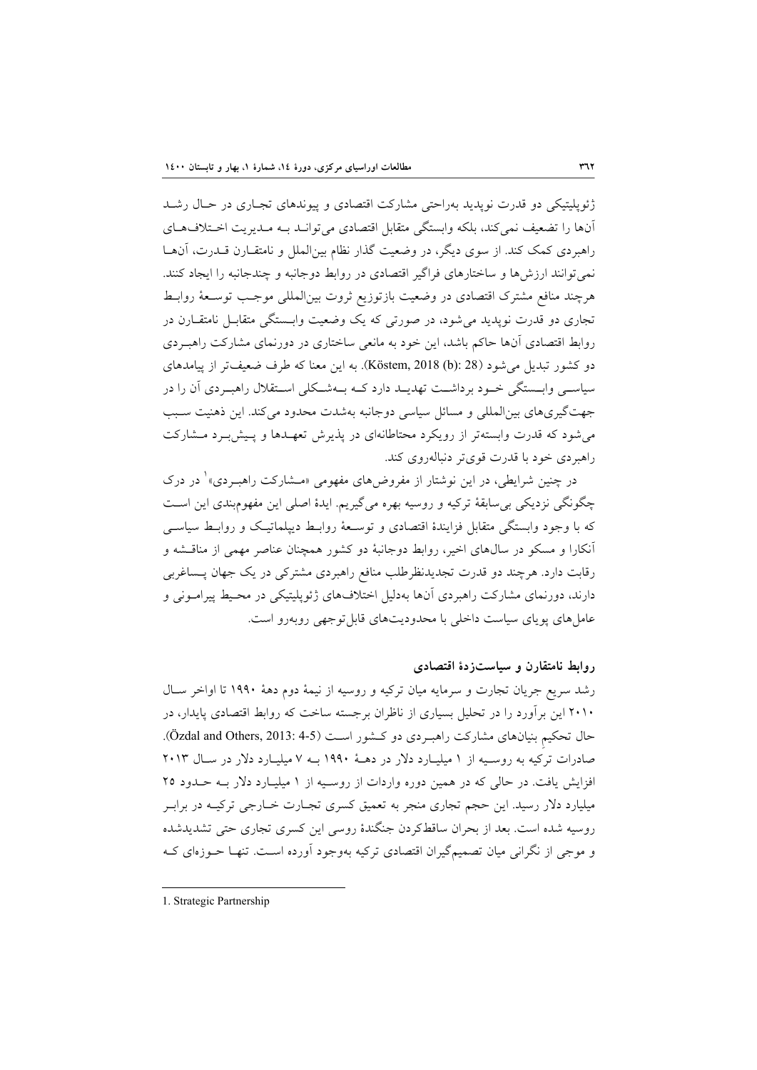ژئوپلیتیکی دو قدرت نوپدید به‌راحتی مشارکت اقتصادی و پیوندهای تجاری در حال رشد آن‌ها را تضعیف نمی‌کند، بلکه وابستگی متقابل اقتصادی می‌تواند به مدیریت اختلاف‌های راهبردی کمک کند. از سوی دیگر، در وضعیت گذار نظام بین‌الملل و نامتقارن قدرت، آن‌ها نمی‌توانند ارزش‌ها و ساختارهای فراگیر اقتصادی در روابط دوجانبه و چندجانبه را ایجاد کنند. هرچند منافع مشترک اقتصادی در وضعیت بازتوزیع ثروت بین‌المللی موجب توسعهٔ روابط تجاری دو قدرت نوپدید می‌شود، در صورتی که یک وضعیت وابستگی متقابل نامتقارن در روابط اقتصادی آن‌ها حاکم باشد، این خود به مانعی ساختاری در دورنمای مشارکت راهبردی دو کشور تبدیل می‌شود (Köstem, 2018 (b): 28). به این معنا که طرف ضعیف‌تر از پیامدهای سیاسی وابستگی خود برداشت تهدید دارد که به‌شکلی استقلال راهبردی آن را در جهت‌گیری‌های بین‌المللی و مسائل سیاسی دوجانبه به‌شدت محدود می‌کند. این ذهنیت سبب می‌شود که قدرت وابسته‌تر از رویکرد محتاطانه‌ای در پذیرش تعهدها و پیش‌برد مشارکت راهبردی خود با قدرت قوی‌تر دنباله‌روی کند.

در چنین شرایطی، در این نوشتار از مفروض‌های مفهومی «مشارکت راهبردی»[1] در درک چگونگی نزدیکی بی‌سابقهٔ ترکیه و روسیه بهره می‌گیریم. ایدهٔ اصلی این مفهوم‌بندی این است که با وجود وابستگی متقابل فزایندهٔ اقتصادی و توسعهٔ روابط دیپلماتیک و روابط سیاسی آنکارا و مسکو در سال‌های اخیر، روابط دوجانبهٔ دو کشور همچنان عناصر مهمی از مناقشه و رقابت دارد. هرچند دو قدرت تجدیدنظرطلب منافع راهبردی مشترکی در یک جهان پساغربی دارند، دورنمای مشارکت راهبردی آن‌ها به‌دلیل اختلاف‌های ژئوپلیتیکی در محیط پیرامونی و عامل‌های پویای سیاست داخلی با محدودیت‌های قابل‌توجهی روبه‌رو است.

### روابط نامتقارن و سیاست‌زدهٔ اقتصادی

رشد سریع جریان تجارت و سرمایه میان ترکیه و روسیه از نیمهٔ دوم دههٔ ۱۹۹۰ تا اواخر سال ۲۰۱۰ این برآورد را در تحلیل بسیاری از ناظران برجسته ساخت که روابط اقتصادی پایدار، در حال تحکیم بنیان‌های مشارکت راهبردی دو کشور است (Özdal and Others, 2013: 4-5). صادرات ترکیه به روسیه از ۱ میلیارد دلار در دههٔ ۱۹۹۰ به ۷ میلیارد دلار در سال ۲۰۱۳ افزایش یافت. در حالی که در همین دوره واردات از روسیه از ۱ میلیارد دلار به حدود ۲۵ میلیارد دلار رسید. این حجم تجاری منجر به تعمیق کسری تجارت خارجی ترکیه در برابر روسیه شده است. بعد از بحران ساقط‌کردن جنگندهٔ روسی این کسری تجاری حتی تشدیدشده و موجی از نگرانی میان تصمیم‌گیران اقتصادی ترکیه به‌وجود آورده است. تنها حوزه‌ای که

---

1. Strategic Partnership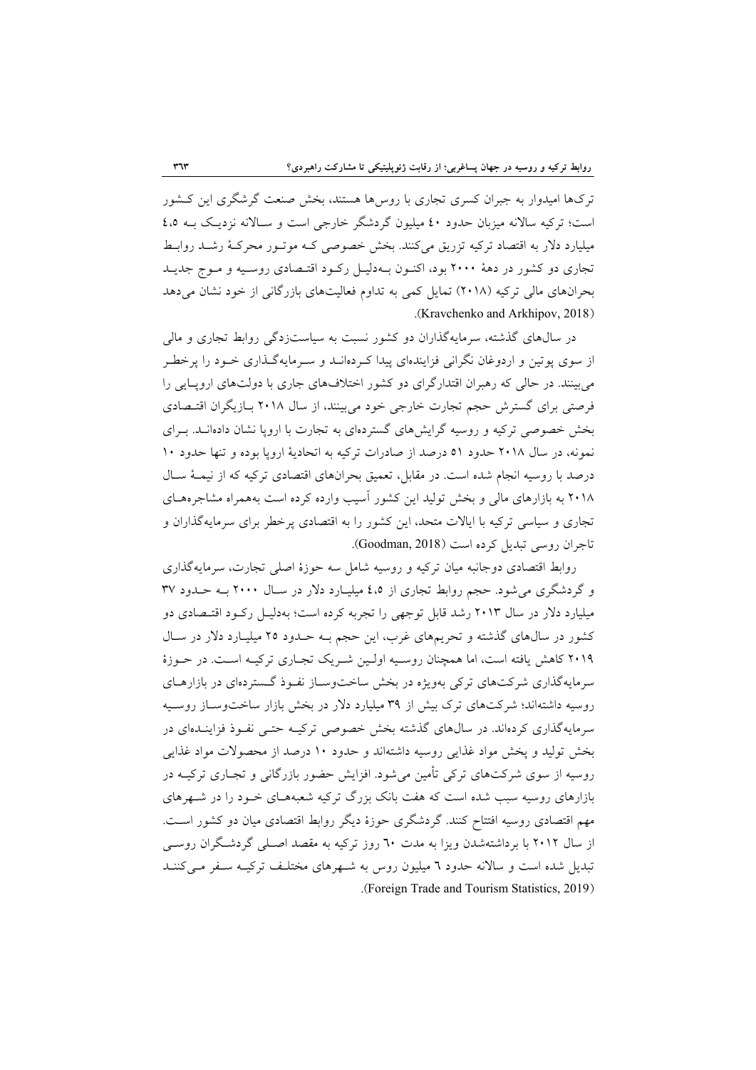ترک‌ها امیدوار به جبران کسری تجاری با روس‌ها هستند، بخش صنعت گرشگری این کشور است؛ ترکیه سالانه میزبان حدود ۴۰ میلیون گردشگر خارجی است و سالانه نزدیک به ۴،۵ میلیارد دلار به اقتصاد ترکیه تزریق می‌کنند. بخش خصوصی که موتور محرکهٔ رشد روابط تجاری دو کشور در دههٔ ۲۰۰۰ بود، اکنون به‌دلیل رکود اقتصادی روسیه و موج جدید بحران‌های مالی ترکیه (۲۰۱۸) تمایل کمی به تداوم فعالیت‌های بازرگانی از خود نشان می‌دهد (Kravchenko and Arkhipov, 2018).

در سال‌های گذشته، سرمایه‌گذاران دو کشور نسبت به سیاست‌زدگی روابط تجاری و مالی از سوی پوتین و اردوغان نگرانی فزاینده‌ای پیدا کرده‌اند و سرمایه‌گذاری خود را پرخطر می‌بینند. در حالی که رهبران اقتدارگرای دو کشور اختلاف‌های جاری با دولت‌های اروپایی را فرصتی برای گسترش حجم تجارت خارجی خود می‌بینند، از سال ۲۰۱۸ بازیگران اقتصادی بخش خصوصی ترکیه و روسیه گرایش‌های گسترده‌ای به تجارت با اروپا نشان داده‌اند. برای نمونه، در سال ۲۰۱۸ حدود ۵۱ درصد از صادرات ترکیه به اتحادیهٔ اروپا بوده و تنها حدود ۱۰ درصد با روسیه انجام شده است. در مقابل، تعمیق بحران‌های اقتصادی ترکیه که از نیمهٔ سال ۲۰۱۸ به بازارهای مالی و بخش تولید این کشور آسیب وارده کرده است به‌همراه مشاجره‌های تجاری و سیاسی ترکیه با ایالات متحد، این کشور را به اقتصادی پرخطر برای سرمایه‌گذاران و تاجران روسی تبدیل کرده است (Goodman, 2018).

روابط اقتصادی دوجانبه میان ترکیه و روسیه شامل سه حوزهٔ اصلی تجارت، سرمایه‌گذاری و گردشگری می‌شود. حجم روابط تجاری از ۴،۵ میلیارد دلار در سال ۲۰۰۰ به حدود ۳۷ میلیارد دلار در سال ۲۰۱۳ رشد قابل توجهی را تجربه کرده است؛ به‌دلیل رکود اقتصادی دو کشور در سال‌های گذشته و تحریم‌های غرب، این حجم به حدود ۲۵ میلیارد دلار در سال ۲۰۱۹ کاهش یافته است، اما همچنان روسیه اولین شریک تجاری ترکیه است. در حوزهٔ سرمایه‌گذاری شرکت‌های ترکی به‌ویژه در بخش ساخت‌وساز نفوذ گسترده‌ای در بازارهای روسیه داشته‌اند؛ شرکت‌های ترک بیش از ۳۹ میلیارد دلار در بخش بازار ساخت‌وساز روسیه سرمایه‌گذاری کرده‌اند. در سال‌های گذشته بخش خصوصی ترکیه حتی نفوذ فزاینده‌ای در بخش تولید و پخش مواد غذایی روسیه داشته‌اند و حدود ۱۰ درصد از محصولات مواد غذایی روسیه از سوی شرکت‌های ترکی تأمین می‌شود. افزایش حضور بازرگانی و تجاری ترکیه در بازارهای روسیه سبب شده است که هفت بانک بزرگ ترکیه شعبه‌های خود را در شهرهای مهم اقتصادی روسیه افتتاح کنند. گردشگری حوزهٔ دیگر روابط اقتصادی میان دو کشور است. از سال ۲۰۱۲ با برداشته‌شدن ویزا به مدت ۶۰ روز ترکیه به مقصد اصلی گردشگران روسی تبدیل شده است و سالانه حدود ۶ میلیون روس به شهرهای مختلف ترکیه سفر می‌کنند (Foreign Trade and Tourism Statistics, 2019).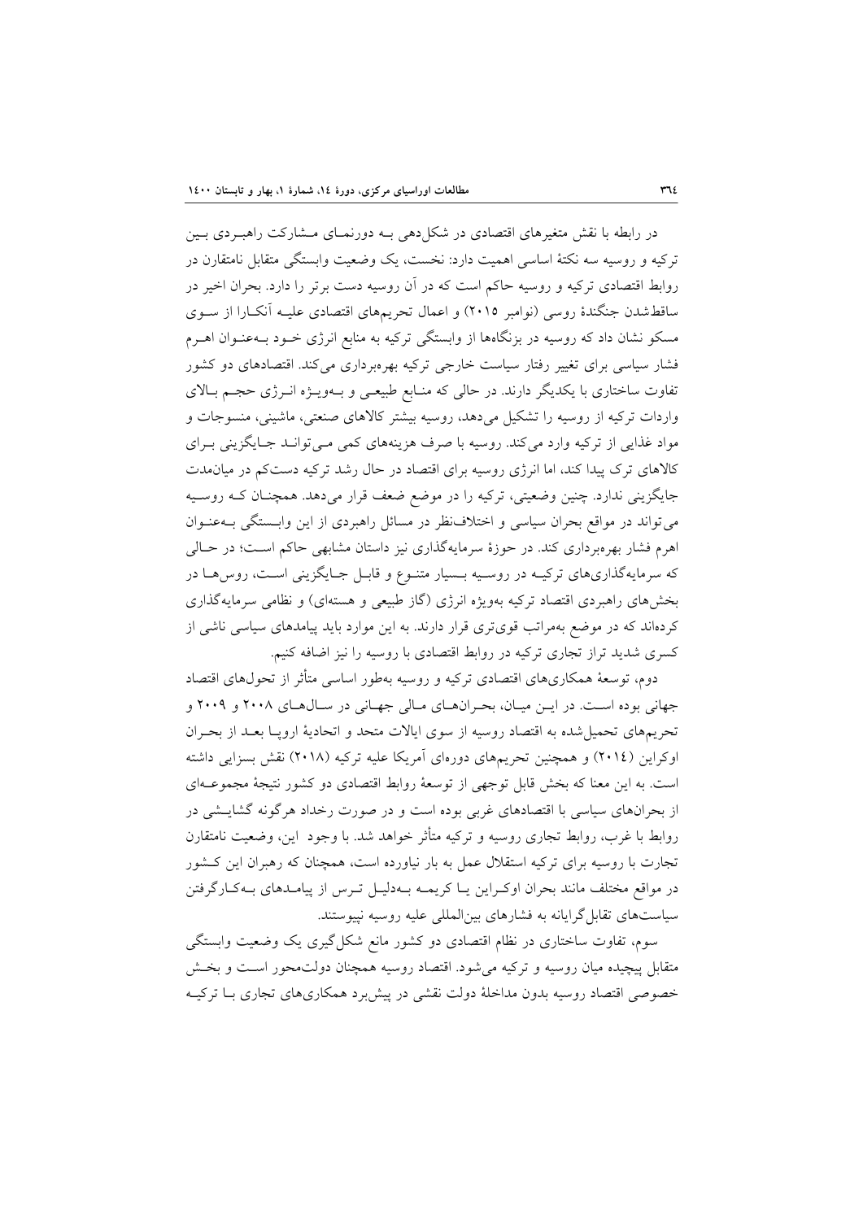در رابطه با نقش متغیرهای اقتصادی در شکل‌دهی بـه دورنمـای مـشارکت راهبـردی بـین ترکیه و روسیه سه نکتهٔ اساسی اهمیت دارد: نخست، یک وضعیت وابستگی متقابل نامتقارن در روابط اقتصادی ترکیه و روسیه حاکم است که در آن روسیه دست برتر را دارد. بحران اخیر در ساقط‌شدن جنگندهٔ روسی (نوامبر ۲۰۱۵) و اعمال تحریم‌های اقتصادی علیـه آنکـارا از سـوی مسکو نشان داد که روسیه در بزنگاه‌ها از وابستگی ترکیه به منابع انرژی خـود بـه‌عنـوان اهـرم فشار سیاسی برای تغییر رفتار سیاست خارجی ترکیه بهره‌برداری می‌کند. اقتصادهای دو کشور تفاوت ساختاری با یکدیگر دارند. در حالی که منـابع طبیعـی و بـه‌ویـژه انـرژی حجـم بـالای واردات ترکیه از روسیه را تشکیل می‌دهد، روسیه بیشتر کالاهای صنعتی، ماشینی، منسوجات و مواد غذایی از ترکیه وارد می‌کند. روسیه با صرف هزینه‌های کمی مـی‌توانـد جـایگزینی بـرای کالاهای ترک پیدا کند، اما انرژی روسیه برای اقتصاد در حال رشد ترکیه دست‌کم در میان‌مدت جایگزینی ندارد. چنین وضعیتی، ترکیه را در موضع ضعف قرار می‌دهد. همچنـان کـه روسـیه می‌تواند در مواقع بحران سیاسی و اختلاف‌نظر در مسائل راهبردی از این وابـستگی بـه‌عنـوان اهرم فشار بهره‌برداری کند. در حوزهٔ سرمایه‌گذاری نیز داستان مشابهی حاکم اسـت؛ در حـالی که سرمایه‌گذاری‌های ترکیـه در روسـیه بـسیار متنـوع و قابـل جـایگزینی اسـت، روس‌هـا در بخش‌های راهبردی اقتصاد ترکیه به‌ویژه انرژی (گاز طبیعی و هسته‌ای) و نظامی سرمایه‌گذاری کرده‌اند که در موضع به‌مراتب قوی‌تری قرار دارند. به این موارد باید پیامدهای سیاسی ناشی از کسری شدید تراز تجاری ترکیه در روابط اقتصادی با روسیه را نیز اضافه کنیم.

دوم، توسعهٔ همکاری‌های اقتصادی ترکیه و روسیه به‌طور اساسی متأثر از تحول‌های اقتصاد جهانی بوده اسـت. در ایـن میـان، بحـران‌هـای مـالی جهـانی در سـال‌هـای ۲۰۰۸ و ۲۰۰۹ و تحریم‌های تحمیل‌شده به اقتصاد روسیه از سوی ایالات متحد و اتحادیهٔ اروپـا بعـد از بحـران اوکراین (۲۰۱٤) و همچنین تحریم‌های دوره‌ای آمریکا علیه ترکیه (۲۰۱۸) نقش بسزایی داشته است. به این معنا که بخش قابل توجهی از توسعهٔ روابط اقتصادی دو کشور نتیجهٔ مجموعـه‌ای از بحران‌های سیاسی با اقتصادهای غربی بوده است و در صورت رخداد هرگونه گشایـشی در روابط با غرب، روابط تجاری روسیه و ترکیه متأثر خواهد شد. با وجود این، وضعیت نامتقارن تجارت با روسیه برای ترکیه استقلال عمل به بار نیاورده است، همچنان که رهبران این کـشور در مواقع مختلف مانند بحران اوکـراین یـا کریمـه بـه‌دلیـل تـرس از پیامـدهای بـه‌کـارگرفتن سیاست‌های تقابل‌گرایانه به فشارهای بین‌المللی علیه روسیه نپیوستند.

سوم، تفاوت ساختاری در نظام اقتصادی دو کشور مانع شکل‌گیری یک وضعیت وابستگی متقابل پیچیده میان روسیه و ترکیه می‌شود. اقتصاد روسیه همچنان دولت‌محور اسـت و بخـش خصوصی اقتصاد روسیه بدون مداخلهٔ دولت نقشی در پیش‌برد همکاری‌های تجاری بـا ترکیـه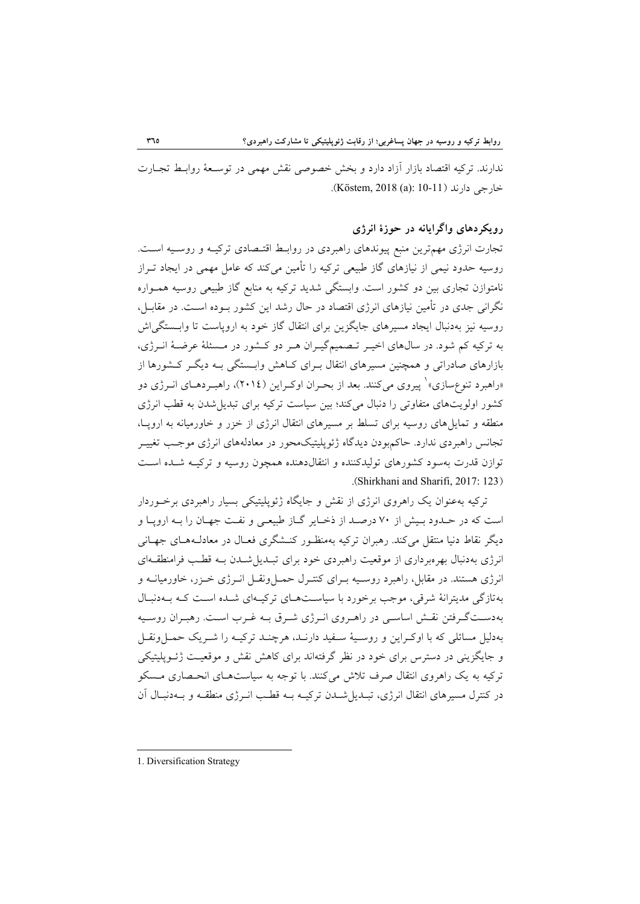ندارند. ترکیه اقتصاد بازار آزاد دارد و بخش خصوصی نقش مهمی در توسعهٔ روابط تجارت خارجی دارند (Köstem, 2018 (a): 10-11).

## رویکردهای واگرایانه در حوزهٔ انرژی

تجارت انرژی مهم‌ترین منبع پیوندهای راهبردی در روابط اقتصادی ترکیه و روسیه است. روسیه حدود نیمی از نیازهای گاز طبیعی ترکیه را تأمین می‌کند که عامل مهمی در ایجاد تراز نامتوازن تجاری بین دو کشور است. وابستگی شدید ترکیه به منابع گاز طبیعی روسیه همواره نگرانی جدی در تأمین نیازهای انرژی اقتصاد در حال رشد این کشور بوده است. در مقابل، روسیه نیز به‌دنبال ایجاد مسیرهای جایگزین برای انتقال گاز خود به اروپاست تا وابستگی‌اش به ترکیه کم شود. در سال‌های اخیر تصمیم‌گیران هر دو کشور در مسئلهٔ عرضهٔ انرژی، بازارهای صادراتی و همچنین مسیرهای انتقال برای کاهش وابستگی به دیگر کشورها از «راهبرد تنوع‌سازی»[1] پیروی می‌کنند. بعد از بحران اوکراین (۲۰۱٤)، راهبردهای انرژی دو کشور اولویت‌های متفاوتی را دنبال می‌کند؛ بین سیاست ترکیه برای تبدیل‌شدن به قطب انرژی منطقه و تمایل‌های روسیه برای تسلط بر مسیرهای انتقال انرژی از خزر و خاورمیانه به اروپا، تجانس راهبردی ندارد. حاکم‌بودن دیدگاه ژئوپلیتیک‌محور در معادله‌های انرژی موجب تغییر توازن قدرت به‌سود کشورهای تولیدکننده و انتقال‌دهنده همچون روسیه و ترکیه شده است (Shirkhani and Sharifi, 2017: 123).

ترکیه به‌عنوان یک راهروی انرژی از نقش و جایگاه ژئوپلیتیکی بسیار راهبردی برخوردار است که در حدود بیش از ۷۰ درصد از ذخایر گاز طبیعی و نفت جهان را به اروپا و دیگر نقاط دنیا منتقل می‌کند. رهبران ترکیه به‌منظور کنشگری فعال در معادله‌های جهانی انرژی به‌دنبال بهره‌برداری از موقعیت راهبردی خود برای تبدیل‌شدن به قطب فرامنطقه‌ای انرژی هستند. در مقابل، راهبرد روسیه برای کنترل حمل‌ونقل انرژی خزر، خاورمیانه و به‌تازگی مدیترانهٔ شرقی، موجب برخورد با سیاست‌های ترکیه‌ای شده است که به‌دنبال به‌دست‌گرفتن نقش اساسی در راهروی انرژی شرق به غرب است. رهبران روسیه به‌دلیل مسائلی که با اوکراین و روسیهٔ سفید دارند، هرچند ترکیه را شریک حمل‌ونقل و جایگزینی در دسترس برای خود در نظر گرفته‌اند برای کاهش نقش و موقعیت ژئوپلیتیکی ترکیه به یک راهروی انتقال صرف تلاش می‌کنند. با توجه به سیاست‌های انحصاری مسکو در کنترل مسیرهای انتقال انرژی، تبدیل‌شدن ترکیه به قطب انرژی منطقه و به‌دنبال آن

---

1. Diversification Strategy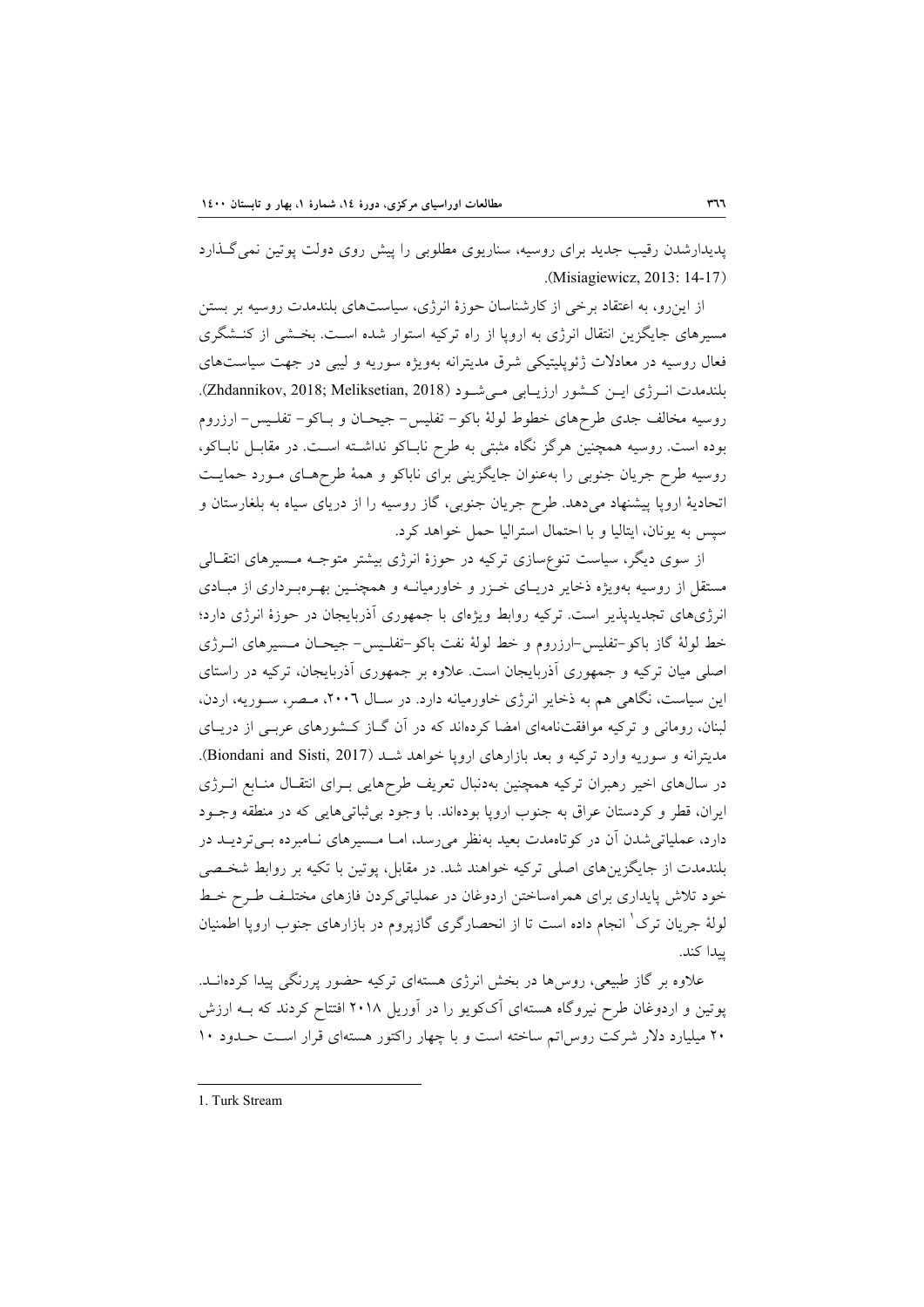پدیدارشدن رقیب جدید برای روسیه، سناریوی مطلوبی را پیش روی دولت پوتین نمی‌گذارد (Misiagiewicz, 2013: 14-17).

از این‌رو، به اعتقاد برخی از کارشناسان حوزهٔ انرژی، سیاست‌های بلندمدت روسیه بر بستن مسیرهای جایگزین انتقال انرژی به اروپا از راه ترکیه استوار شده است. بخشی از کنشگری فعال روسیه در معادلات ژئوپلیتیکی شرق مدیترانه به‌ویژه سوریه و لیبی در جهت سیاست‌های بلندمدت انرژی این کشور ارزیابی می‌شود (Zhdannikov, 2018; Meliksetian, 2018). روسیه مخالف جدی طرح‌های خطوط لولهٔ باکو- تفلیس- جیحان و باکو- تفلیس- ارزروم بوده است. روسیه همچنین هرگز نگاه مثبتی به طرح ناباکو نداشته است. در مقابل ناباکو، روسیه طرح جریان جنوبی را به‌عنوان جایگزینی برای ناباکو و همهٔ طرح‌های مورد حمایت اتحادیهٔ اروپا پیشنهاد می‌دهد. طرح جریان جنوبی، گاز روسیه را از دریای سیاه به بلغارستان و سپس به یونان، ایتالیا و با احتمال استرالیا حمل خواهد کرد.

از سوی دیگر، سیاست تنوع‌سازی ترکیه در حوزهٔ انرژی بیشتر متوجه مسیرهای انتقالی مستقل از روسیه به‌ویژه ذخایر دریای خزر و خاورمیانه و همچنین بهره‌برداری از مبادی انرژی‌های تجدیدپذیر است. ترکیه روابط ویژه‌ای با جمهوری آذربایجان در حوزهٔ انرژی دارد؛ خط لولهٔ گاز باکو-تفلیس-ارزروم و خط لولهٔ نفت باکو-تفلیس- جیحان مسیرهای انرژی اصلی میان ترکیه و جمهوری آذربایجان است. علاوه بر جمهوری آذربایجان، ترکیه در راستای این سیاست، نگاهی هم به ذخایر انرژی خاورمیانه دارد. در سال ۲۰۰۶، مصر، سوریه، اردن، لبنان، رومانی و ترکیه موافقت‌نامه‌ای امضا کرده‌اند که در آن گاز کشورهای عربی از دریای مدیترانه و سوریه وارد ترکیه و بعد بازارهای اروپا خواهد شد (Biondani and Sisti, 2017). در سال‌های اخیر رهبران ترکیه همچنین به‌دنبال تعریف طرح‌هایی برای انتقال منابع انرژی ایران، قطر و کردستان عراق به جنوب اروپا بوده‌اند. با وجود بی‌ثباتی‌هایی که در منطقه وجود دارد، عملیاتی‌شدن آن در کوتاه‌مدت بعید به‌نظر می‌رسد، اما مسیرهای نامبرده بی‌تردید در بلندمدت از جایگزین‌های اصلی ترکیه خواهند شد. در مقابل، پوتین با تکیه بر روابط شخصی خود تلاش پایداری برای همراه‌ساختن اردوغان در عملیاتی‌کردن فازهای مختلف طرح خط لولهٔ جریان ترک[1] انجام داده است تا از انحصارگری گازپروم در بازارهای جنوب اروپا اطمینان پیدا کند.

علاوه بر گاز طبیعی، روس‌ها در بخش انرژی هسته‌ای ترکیه حضور پررنگی پیدا کرده‌اند. پوتین و اردوغان طرح نیروگاه هسته‌ای آک‌کویو را در آوریل ۲۰۱۸ افتتاح کردند که به ارزش ۲۰ میلیارد دلار شرکت روس‌اتم ساخته است و با چهار راکتور هسته‌ای قرار است حدود ۱۰

---

1. Turk Stream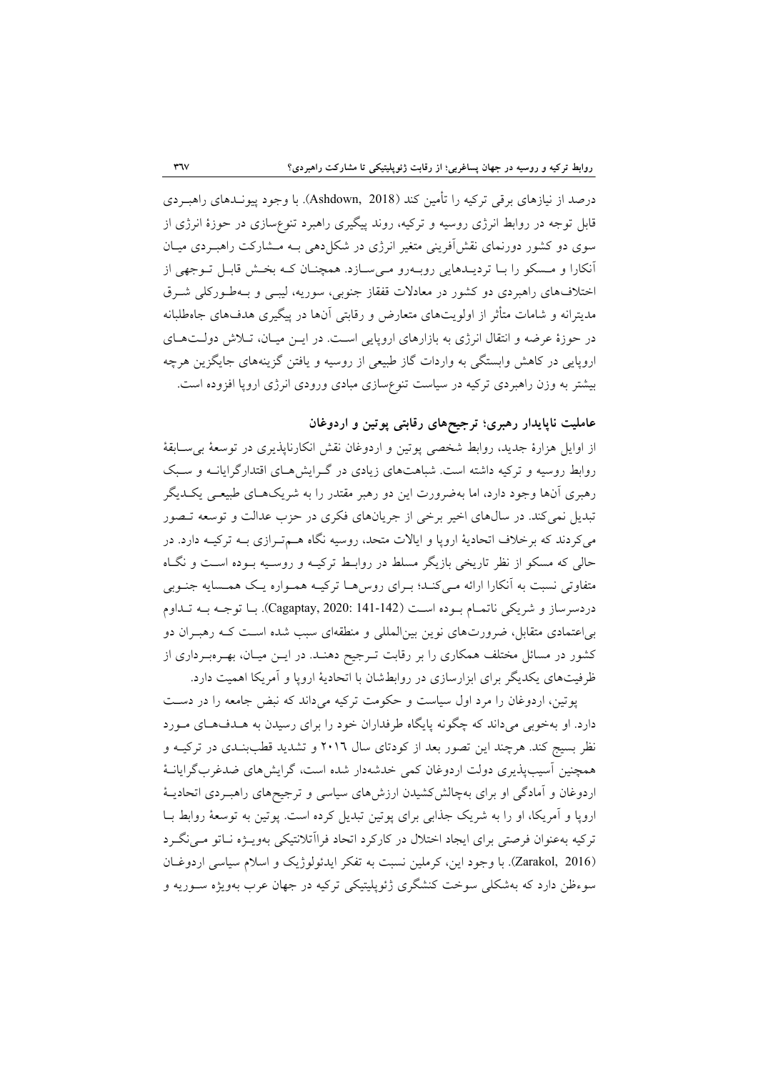درصد از نیازهای برقی ترکیه را تأمین کند (Ashdown, 2018). با وجود پیوندهای راهبردی قابل توجه در روابط انرژی روسیه و ترکیه، روند پیگیری راهبرد تنوع‌سازی در حوزۀ انرژی از سوی دو کشور دورنمای نقش‌آفرینی متغیر انرژی در شکل‌دهی به مشارکت راهبردی میان آنکارا و مسکو را با تردیدهایی روبه‌رو می‌سازد. همچنان که بخش قابل توجهی از اختلاف‌های راهبردی دو کشور در معادلات قفقاز جنوبی، سوریه، لیبی و به‌طورکلی شرق مدیترانه و شامات متأثر از اولویت‌های متعارض و رقابتی آنها در پیگیری هدف‌های جاه‌طلبانه در حوزۀ عرضه و انتقال انرژی به بازارهای اروپایی است. در این میان، تلاش دولت‌های اروپایی در کاهش وابستگی به واردات گاز طبیعی از روسیه و یافتن گزینه‌های جایگزین هرچه بیشتر به وزن راهبردی ترکیه در سیاست تنوع‌سازی مبادی ورودی انرژی اروپا افزوده است.

### عاملیت ناپایدار رهبری؛ ترجیح‌های رقابتی پوتین و اردوغان

از اوایل هزارۀ جدید، روابط شخصی پوتین و اردوغان نقش انکارناپذیری در توسعۀ بی‌سابقۀ روابط روسیه و ترکیه داشته است. شباهت‌های زیادی در گرایش‌های اقتدارگرایانه و سبک رهبری آنها وجود دارد، اما به‌ضرورت این دو رهبر مقتدر را به شریک‌های طبیعی یکدیگر تبدیل نمی‌کند. در سال‌های اخیر برخی از جریان‌های فکری در حزب عدالت و توسعه تصور می‌کردند که برخلاف اتحادیۀ اروپا و ایالات متحد، روسیه نگاه هم‌ترازی به ترکیه دارد. در حالی که مسکو از نظر تاریخی بازیگر مسلط در روابط ترکیه و روسیه بوده است و نگاه متفاوتی نسبت به آنکارا ارائه می‌کند؛ برای روس‌ها ترکیه همواره یک همسایه جنوبی دردسرساز و شریکی ناتمام بوده است (Cagaptay, 2020: 141-142). با توجه به تداوم بی‌اعتمادی متقابل، ضرورت‌های نوین بین‌المللی و منطقه‌ای سبب شده است که رهبران دو کشور در مسائل مختلف همکاری را بر رقابت ترجیح دهند. در این میان، بهره‌برداری از ظرفیت‌های یکدیگر برای ابزارسازی در روابطشان با اتحادیۀ اروپا و آمریکا اهمیت دارد.

پوتین، اردوغان را مرد اول سیاست و حکومت ترکیه می‌داند که نبض جامعه را در دست دارد. او به‌خوبی می‌داند که چگونه پایگاه طرفداران خود را برای رسیدن به هدف‌های مورد نظر بسیج کند. هرچند این تصور بعد از کودتای سال ۲۰۱۶ و تشدید قطب‌بندی در ترکیه و همچنین آسیب‌پذیری دولت اردوغان کمی خدشه‌دار شده است، گرایش‌های ضدغرب‌گرایانۀ اردوغان و آمادگی او برای به‌چالش‌کشیدن ارزش‌های سیاسی و ترجیح‌های راهبردی اتحادیۀ اروپا و آمریکا، او را به شریک جذابی برای پوتین تبدیل کرده است. پوتین به توسعۀ روابط با ترکیه به‌عنوان فرصتی برای ایجاد اختلال در کارکرد اتحاد فراآتلانتیکی به‌ویژه ناتو می‌نگرد (Zarakol, 2016). با وجود این، کرملین نسبت به تفکر ایدئولوژیک و اسلام سیاسی اردوغان سوءظن دارد که به‌شکلی سوخت کنشگری ژئوپلیتیکی ترکیه در جهان عرب به‌ویژه سوریه و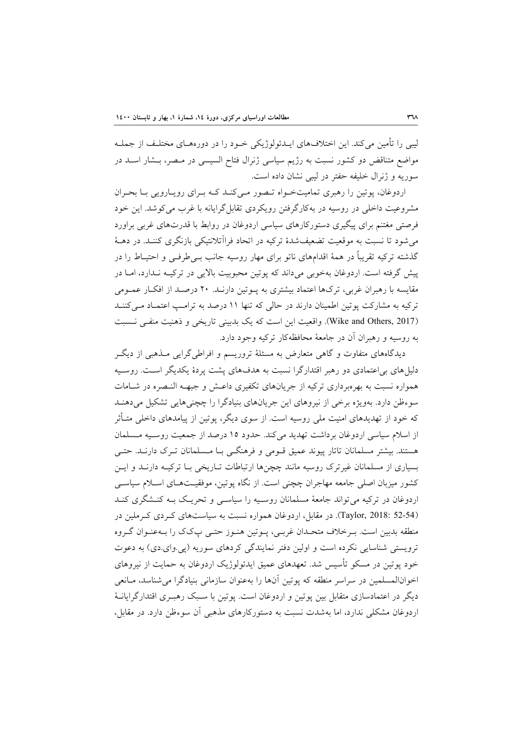لیبی را تأمین می‌کند. این اختلاف‌های ایدئولوژیکی خود را در دوره‌های مختلف از جمله مواضع متناقض دو کشور نسبت به رژیم سیاسی ژنرال فتاح السیسی در مصر، بشار اسد در سوریه و ژنرال خلیفه حفتر در لیبی نشان داده است.

اردوغان، پوتین را رهبری تمامیت‌خواه تصور می‌کند که برای رویارویی با بحران مشروعیت داخلی در روسیه در به‌کارگرفتن رویکردی تقابل‌گرایانه با غرب می‌کوشد. این خود فرصتی مغتنم برای پیگیری دستورکارهای سیاسی اردوغان در روابط با قدرت‌های غربی براورد می‌شود تا نسبت به موقعیت تضعیف‌شدهٔ ترکیه در اتحاد فراآتلانتیکی بازنگری کنند. در دهۀ گذشته ترکیه تقریباً در همهٔ اقدام‌های ناتو برای مهار روسیه جانب بی‌طرفی و احتیاط را در پیش گرفته است. اردوغان به‌خوبی می‌داند که پوتین محبوبیت بالایی در ترکیه ندارد، اما در مقایسه با رهبران غربی، ترک‌ها اعتماد بیشتری به پوتین دارند. ۲۰ درصد از افکار عمومی ترکیه به مشارکت پوتین اطمینان دارند در حالی که تنها ۱۱ درصد به ترامپ اعتماد می‌کنند (Wike and Others, 2017). واقعیت این است که یک بدبینی تاریخی و ذهنیت منفی نسبت به روسیه و رهبران آن در جامعهٔ محافظه‌کار ترکیه وجود دارد.

دیدگاه‌های متفاوت و گاهی متعارض به مسئلهٔ تروریسم و افراطی‌گرایی مذهبی از دیگر دلیل‌های بی‌اعتمادی دو رهبر اقتدارگرا نسبت به هدف‌های پشت پردهٔ یکدیگر است. روسیه همواره نسبت به بهره‌برداری ترکیه از جریان‌های تکفیری داعش و جبهه النصره در شامات سوءظن دارد. به‌ویژه برخی از نیروهای این جریان‌های بنیادگرا را چچنی‌هایی تشکیل می‌دهند که خود از تهدیدهای امنیت ملی روسیه است. از سوی دیگر، پوتین از پیامدهای داخلی متأثر از اسلام سیاسی اردوغان برداشت تهدید می‌کند. حدود ۱۵ درصد از جمعیت روسیه مسلمان هستند. بیشتر مسلمانان تاتار پیوند عمیق قومی و فرهنگی با مسلمانان ترک دارند. حتی بسیاری از مسلمانان غیرترک روسیه مانند چچن‌ها ارتباطات تاریخی با ترکیه دارند و این کشور میزبان اصلی جامعه مهاجران چچنی است. از نگاه پوتین، موفقیت‌های اسلام سیاسی اردوغان در ترکیه می‌تواند جامعهٔ مسلمانان روسیه را سیاسی و تحریک به کنشگری کند (Taylor, 2018: 52-54). در مقابل، اردوغان همواره نسبت به سیاست‌های کردی کرملین در منطقه بدبین است. برخلاف متحدان غربی، پوتین هنوز حتی پ‌ک‌ک را به‌عنوان گروه تروریستی شناسایی نکرده است و اولین دفتر نمایندگی کردهای سوریه (پی.وای.دی) به دعوت خود پوتین در مسکو تأسیس شد. تعهدهای عمیق ایدئولوژیک اردوغان به حمایت از نیروهای اخوان‌المسلمین در سراسر منطقه که پوتین آن‌ها را به‌عنوان سازمانی بنیادگرا می‌شناسد، مانعی دیگر در اعتمادسازی متقابل بین پوتین و اردوغان است. پوتین با سبک رهبری اقتدارگرایانهٔ اردوغان مشکلی ندارد، اما به‌شدت نسبت به دستورکارهای مذهبی آن سوءظن دارد. در مقابل،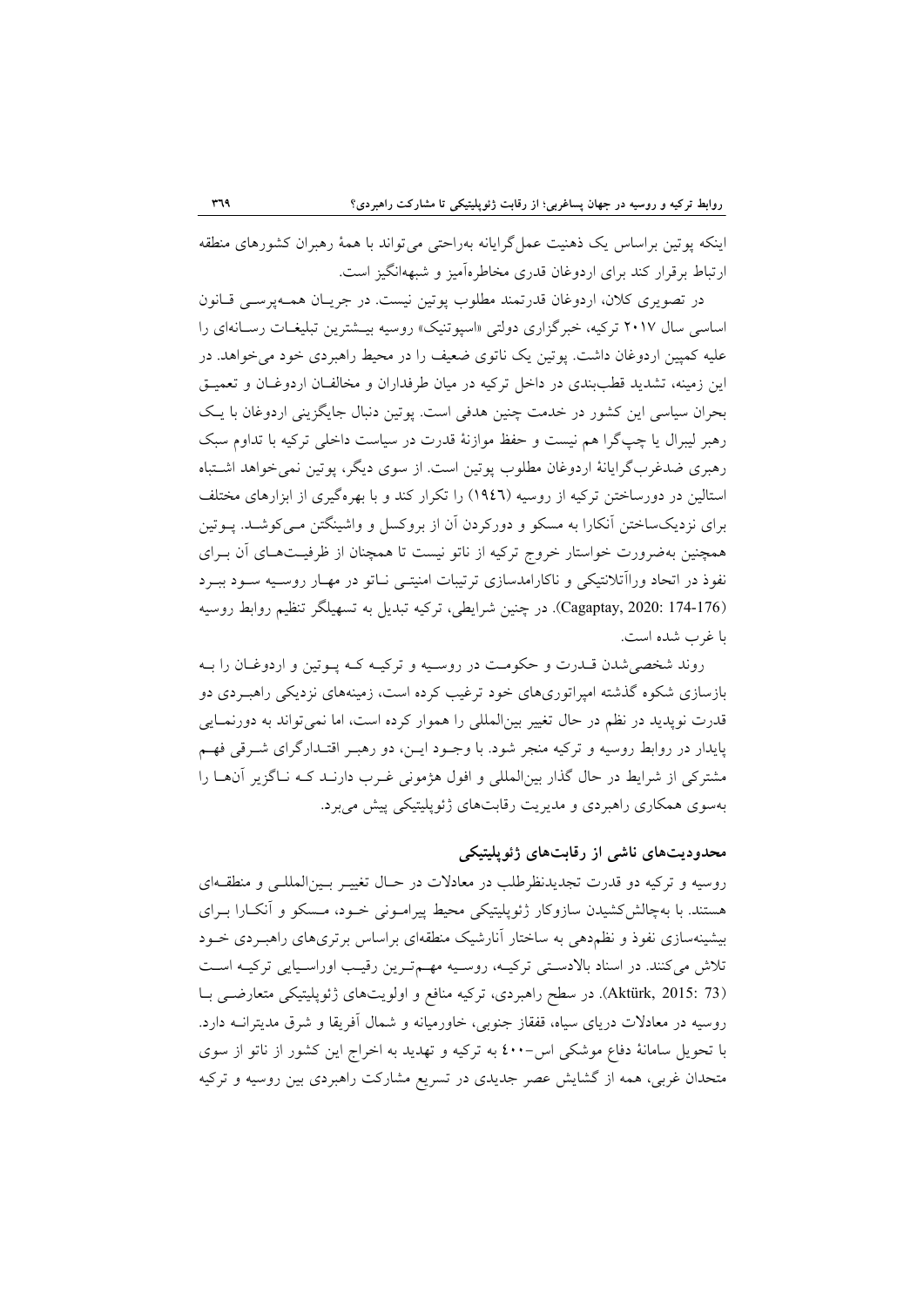اینکه پوتین براساس یک ذهنیت عمل‌گرایانه به‌راحتی می‌تواند با همهٔ رهبران کشورهای منطقه ارتباط برقرار کند برای اردوغان قدری مخاطره‌آمیز و شبهه‌انگیز است.

در تصویری کلان، اردوغان قدرتمند مطلوب پوتین نیست. در جریان همه‌پرسی قانون اساسی سال ۲۰۱۷ ترکیه، خبرگزاری دولتی «اسپوتنیک» روسیه بیشترین تبلیغات رسانه‌ای را علیه کمپین اردوغان داشت. پوتین یک ناتوی ضعیف را در محیط راهبردی خود می‌خواهد. در این زمینه، تشدید قطب‌بندی در داخل ترکیه در میان طرفداران و مخالفان اردوغان و تعمیق بحران سیاسی این کشور در خدمت چنین هدفی است. پوتین دنبال جایگزینی اردوغان با یک رهبر لیبرال یا چپ‌گرا هم نیست و حفظ موازنهٔ قدرت در سیاست داخلی ترکیه با تداوم سبک رهبری ضدغرب‌گرایانهٔ اردوغان مطلوب پوتین است. از سوی دیگر، پوتین نمی‌خواهد اشتباه استالین در دورساختن ترکیه از روسیه (۱۹٤٦) را تکرار کند و با بهره‌گیری از ابزارهای مختلف برای نزدیک‌ساختن آنکارا به مسکو و دورکردن آن از بروکسل و واشینگتن می‌کوشد. پوتین همچنین به‌ضرورت خواستار خروج ترکیه از ناتو نیست تا همچنان از ظرفیت‌های آن برای نفوذ در اتحاد وراآتلانتیکی و ناکارامدسازی ترتیبات امنیتی ناتو در مهار روسیه سود ببرد (Cagaptay, 2020: 174-176). در چنین شرایطی، ترکیه تبدیل به تسهیلگر تنظیم روابط روسیه با غرب شده است.

روند شخصی‌شدن قدرت و حکومت در روسیه و ترکیه که پوتین و اردوغان را به بازسازی شکوه گذشته امپراتوری‌های خود ترغیب کرده است، زمینه‌های نزدیکی راهبردی دو قدرت نوپدید در نظم در حال تغییر بین‌المللی را هموار کرده است، اما نمی‌تواند به دورنمایی پایدار در روابط روسیه و ترکیه منجر شود. با وجود این، دو رهبر اقتدارگرای شرقی فهم مشترکی از شرایط در حال گذار بین‌المللی و افول هژمونی غرب دارند که ناگزیر آنها را به‌سوی همکاری راهبردی و مدیریت رقابت‌های ژئوپلیتیکی پیش می‌برد.

## محدودیت‌های ناشی از رقابت‌های ژئوپلیتیکی

روسیه و ترکیه دو قدرت تجدیدنظرطلب در معادلات در حال تغییر بین‌المللی و منطقه‌ای هستند. با به‌چالش‌کشیدن سازوکار ژئوپلیتیکی محیط پیرامونی خود، مسکو و آنکارا برای بیشینه‌سازی نفوذ و نظم‌دهی به ساختار آنارشیک منطقه‌ای براساس برتری‌های راهبردی خود تلاش می‌کنند. در اسناد بالادستی ترکیه، روسیه مهم‌ترین رقیب اوراسیایی ترکیه است (Aktürk, 2015: 73). در سطح راهبردی، ترکیه منافع و اولویت‌های ژئوپلیتیکی متعارضی با روسیه در معادلات دریای سیاه، قفقاز جنوبی، خاورمیانه و شمال آفریقا و شرق مدیترانه دارد. با تحویل سامانهٔ دفاع موشکی اس-٤٠٠ به ترکیه و تهدید به اخراج این کشور از ناتو از سوی متحدان غربی، همه از گشایش عصر جدیدی در تسریع مشارکت راهبردی بین روسیه و ترکیه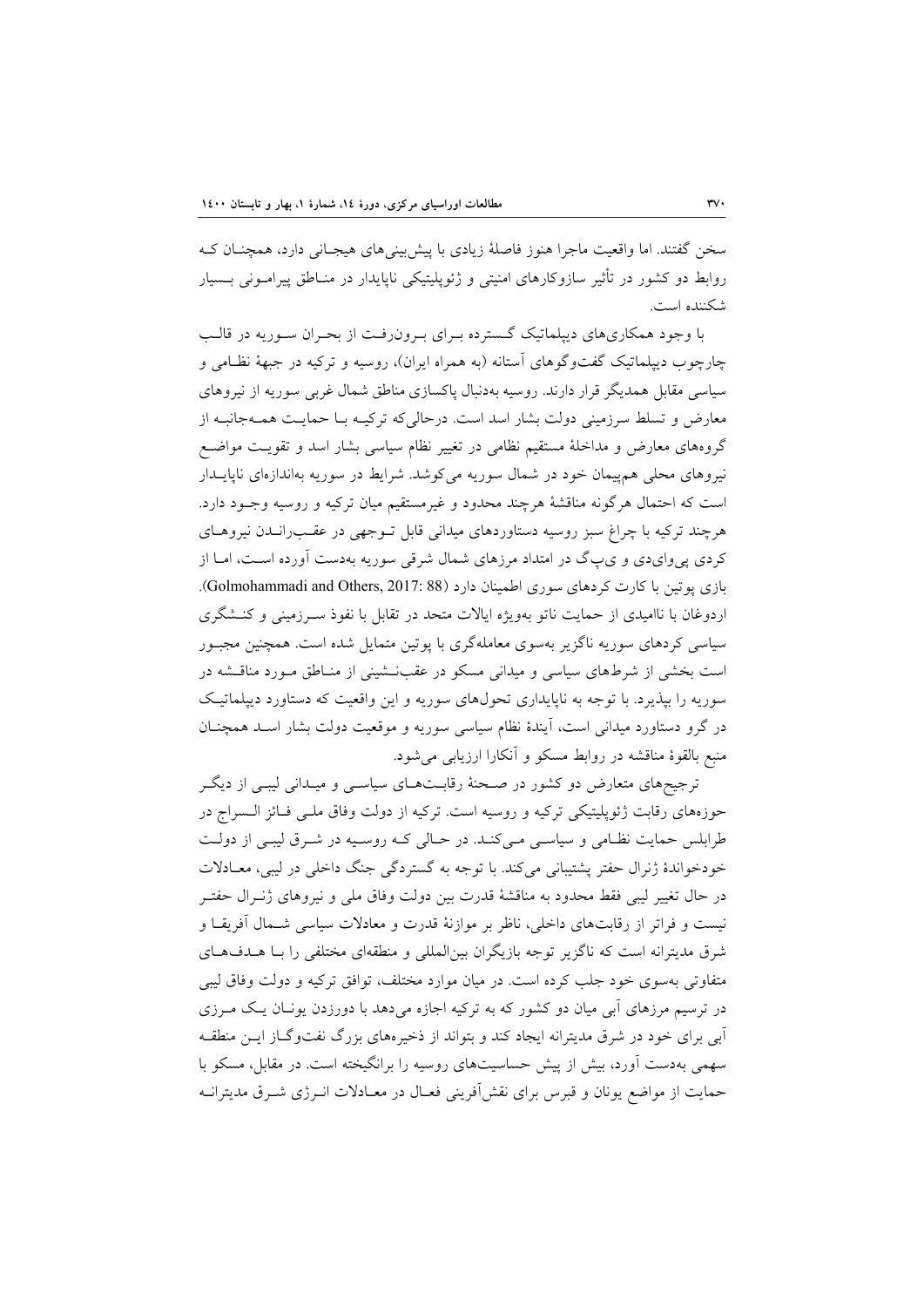سخن گفتند. اما واقعیت ماجرا هنوز فاصلهٔ زیادی با پیش‌بینی‌های هیجانی دارد، همچنان که روابط دو کشور در تأثیر سازوکارهای امنیتی و ژئوپلیتیکی ناپایدار در مناطق پیرامونی بسیار شکننده است.

با وجود همکاری‌های دیپلماتیک گسترده برای برون‌رفت از بحران سوریه در قالب چارچوب دیپلماتیک گفت‌وگوهای آستانه (به همراه ایران)، روسیه و ترکیه در جبههٔ نظامی و سیاسی مقابل همدیگر قرار دارند. روسیه به‌دنبال پاکسازی مناطق شمال غربی سوریه از نیروهای معارض و تسلط سرزمینی دولت بشار اسد است. درحالی‌که ترکیه با حمایت همه‌جانبه از گروه‌های معارض و مداخلهٔ مستقیم نظامی در تغییر نظام سیاسی بشار اسد و تقویت مواضع نیروهای محلی هم‌پیمان خود در شمال سوریه می‌کوشد. شرایط در سوریه به‌اندازه‌ای ناپایدار است که احتمال هرگونه مناقشهٔ هرچند محدود و غیرمستقیم میان ترکیه و روسیه وجود دارد. هرچند ترکیه با چراغ سبز روسیه دستاوردهای میدانی قابل توجهی در عقب‌راندن نیروهای کردی پی‌وای‌دی و ی‌پ‌گ در امتداد مرزهای شمال شرقی سوریه به‌دست آورده است، اما از بازی پوتین با کارت کردهای سوری اطمینان دارد (Golmohammadi and Others, 2017: 88). اردوغان از ناامیدی از حمایت ناتو به‌ویژه ایالات متحد در تقابل با نفوذ سرزمینی و کنشگری سیاسی کردهای سوریه ناگزیر به‌سوی معامله‌گری با پوتین متمایل شده است. همچنین مجبور است بخشی از شرط‌های سیاسی و میدانی مسکو در عقب‌نشینی از مناطق مورد مناقشه در سوریه را بپذیرد. با توجه به ناپایداری تحول‌های سوریه و این واقعیت که دستاورد دیپلماتیک در گرو دستاورد میدانی است، آیندهٔ نظام سیاسی سوریه و موقعیت دولت بشار اسد همچنان منبع بالقوهٔ مناقشه در روابط مسکو و آنکارا ارزیابی می‌شود.

ترجیح‌های متعارض دو کشور در صحنهٔ رقابت‌های سیاسی و میدانی لیبی از دیگر حوزه‌های رقابت ژئوپلیتیکی ترکیه و روسیه است. ترکیه از دولت وفاق ملی فائز السراج در طرابلس حمایت نظامی و سیاسی می‌کند. در حالی که روسیه در شرق لیبی از دولت خودخواندهٔ ژنرال حفتر پشتیبانی می‌کند. با توجه به گستردگی جنگ داخلی در لیبی، معادلات در حال تغییر لیبی فقط محدود به مناقشهٔ قدرت بین دولت وفاق ملی و نیروهای ژنرال حفتر نیست و فراتر از رقابت‌های داخلی، ناظر بر موازنهٔ قدرت و معادلات سیاسی شمال آفریقا و شرق مدیترانه است که ناگزیر توجه بازیگران بین‌المللی و منطقه‌ای مختلفی را با هدف‌های متفاوتی به‌سوی خود جلب کرده است. در میان موارد مختلف، توافق ترکیه و دولت وفاق لیبی در ترسیم مرزهای آبی میان دو کشور که به ترکیه اجازه می‌دهد با دورزدن یونان یک مرزی آبی برای خود در شرق مدیترانه ایجاد کند و بتواند از ذخیره‌های بزرگ نفت‌وگاز این منطقه سهمی به‌دست آورد، بیش از پیش حساسیت‌های روسیه را برانگیخته است. در مقابل، مسکو با حمایت از مواضع یونان و قبرس برای نقش‌آفرینی فعال در معادلات انرژی شرق مدیترانه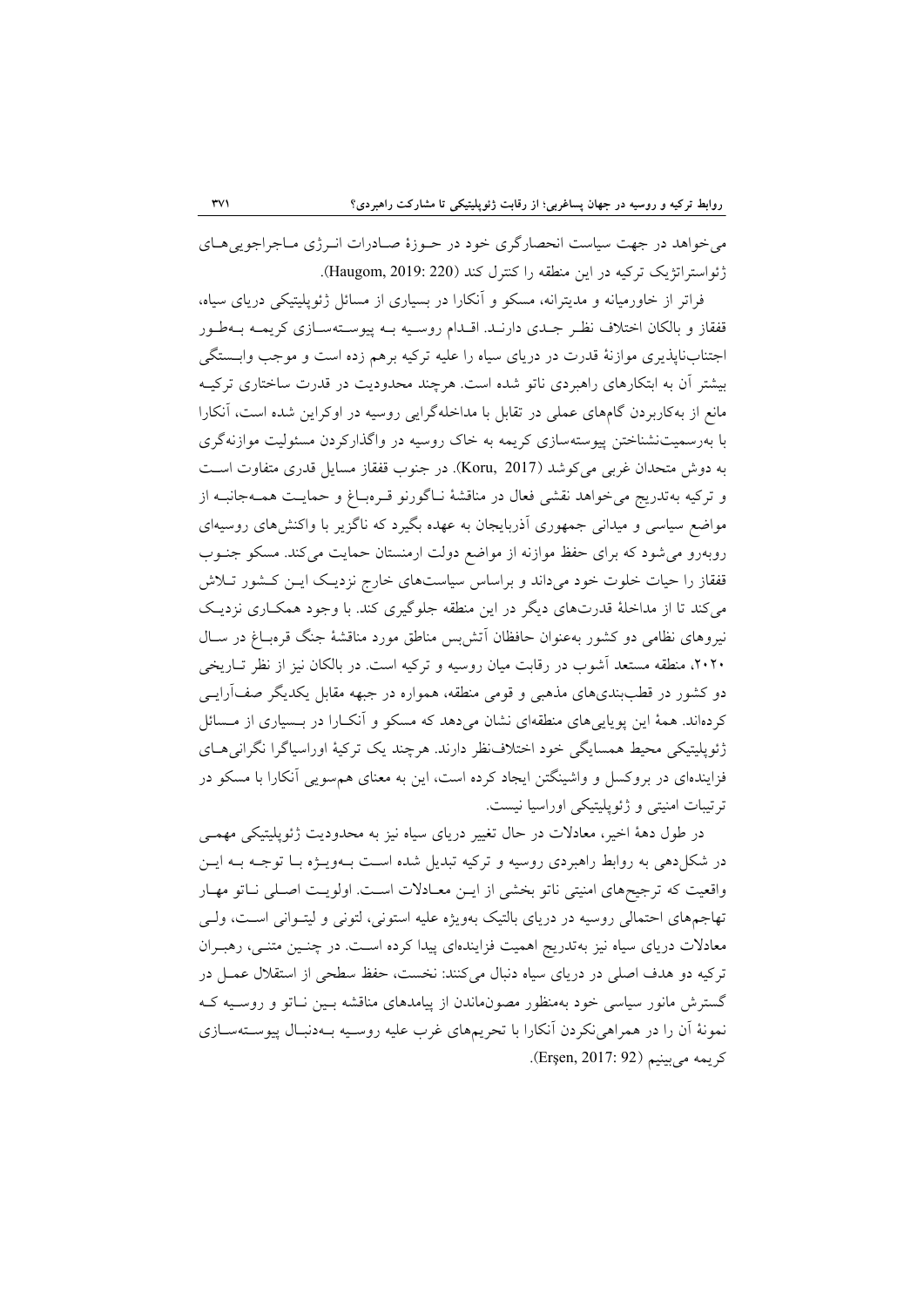می‌خواهد در جهت سیاست انحصارگری خود در حوزهٔ صادرات انرژی ماجراجویی‌های ژئواستراتژیک ترکیه در این منطقه را کنترل کند (Haugom, 2019: 220).

فراتر از خاورمیانه و مدیترانه، مسکو و آنکارا در بسیاری از مسائل ژئوپلیتیکی دریای سیاه، قفقاز و بالکان اختلاف نظر جدی دارند. اقدام روسیه به پیوسته‌سازی کریمه به‌طور اجتناب‌ناپذیری موازنهٔ قدرت در دریای سیاه را علیه ترکیه برهم زده است و موجب وابستگی بیشتر آن به ابتکارهای راهبردی ناتو شده است. هرچند محدودیت در قدرت ساختاری ترکیه مانع از به‌کاربردن گام‌های عملی در تقابل با مداخله‌گرایی روسیه در اوکراین شده است، آنکارا با به‌رسمیت‌نشناختن پیوسته‌سازی کریمه به خاک روسیه در واگذارکردن مسئولیت موازنه‌گری به دوش متحدان غربی می‌کوشد (Koru, 2017). در جنوب قفقاز مسایل قدری متفاوت است و ترکیه به‌تدریج می‌خواهد نقشی فعال در مناقشهٔ ناگورنو قره‌باغ و حمایت همه‌جانبه از مواضع سیاسی و میدانی جمهوری آذربایجان به عهده بگیرد که ناگزیر با واکنش‌های روسیه‌ای روبه‌رو می‌شود که برای حفظ موازنه از مواضع دولت ارمنستان حمایت می‌کند. مسکو جنوب قفقاز را حیات خلوت خود می‌داند و براساس سیاست‌های خارج نزدیک این کشور تلاش می‌کند تا از مداخلهٔ قدرت‌های دیگر در این منطقه جلوگیری کند. با وجود همکاری نزدیک نیروهای نظامی دو کشور به‌عنوان حافظان آتش‌بس مناطق مورد مناقشهٔ جنگ قره‌باغ در سال ۲۰۲۰، منطقه مستعد آشوب در رقابت میان روسیه و ترکیه است. در بالکان نیز از نظر تاریخی دو کشور در قطب‌بندی‌های مذهبی و قومی منطقه، همواره در جبهه مقابل یکدیگر صف‌آرایی کرده‌اند. همهٔ این پویایی‌های منطقه‌ای نشان می‌دهد که مسکو و آنکارا در بسیاری از مسائل ژئوپلیتیکی محیط همسایگی خود اختلاف‌نظر دارند. هرچند یک ترکیهٔ اوراسیاگرا نگرانی‌های فزاینده‌ای در بروکسل و واشینگتن ایجاد کرده است، این به معنای هم‌سویی آنکارا با مسکو در ترتیبات امنیتی و ژئوپلیتیکی اوراسیا نیست.

در طول دههٔ اخیر، معادلات در حال تغییر دریای سیاه نیز به محدودیت ژئوپلیتیکی مهمی در شکل‌دهی به روابط راهبردی روسیه و ترکیه تبدیل شده است به‌ویژه با توجه به این واقعیت که ترجیح‌های امنیتی ناتو بخشی از این معادلات است. اولویت اصلی ناتو مهار تهاجم‌های احتمالی روسیه در دریای بالتیک به‌ویژه علیه استونی، لتونی و لیتوانی است، ولی معادلات دریای سیاه نیز به‌تدریج اهمیت فزاینده‌ای پیدا کرده است. در چنین متنی، رهبران ترکیه دو هدف اصلی در دریای سیاه دنبال می‌کنند: نخست، حفظ سطحی از استقلال عمل در گسترش مانور سیاسی خود به‌منظور مصون‌ماندن از پیامدهای مناقشه بین ناتو و روسیه که نمونهٔ آن را در همراهی‌نکردن آنکارا با تحریم‌های غرب علیه روسیه به‌دنبال پیوسته‌سازی کریمه می‌بینیم (Erşen, 2017: 92).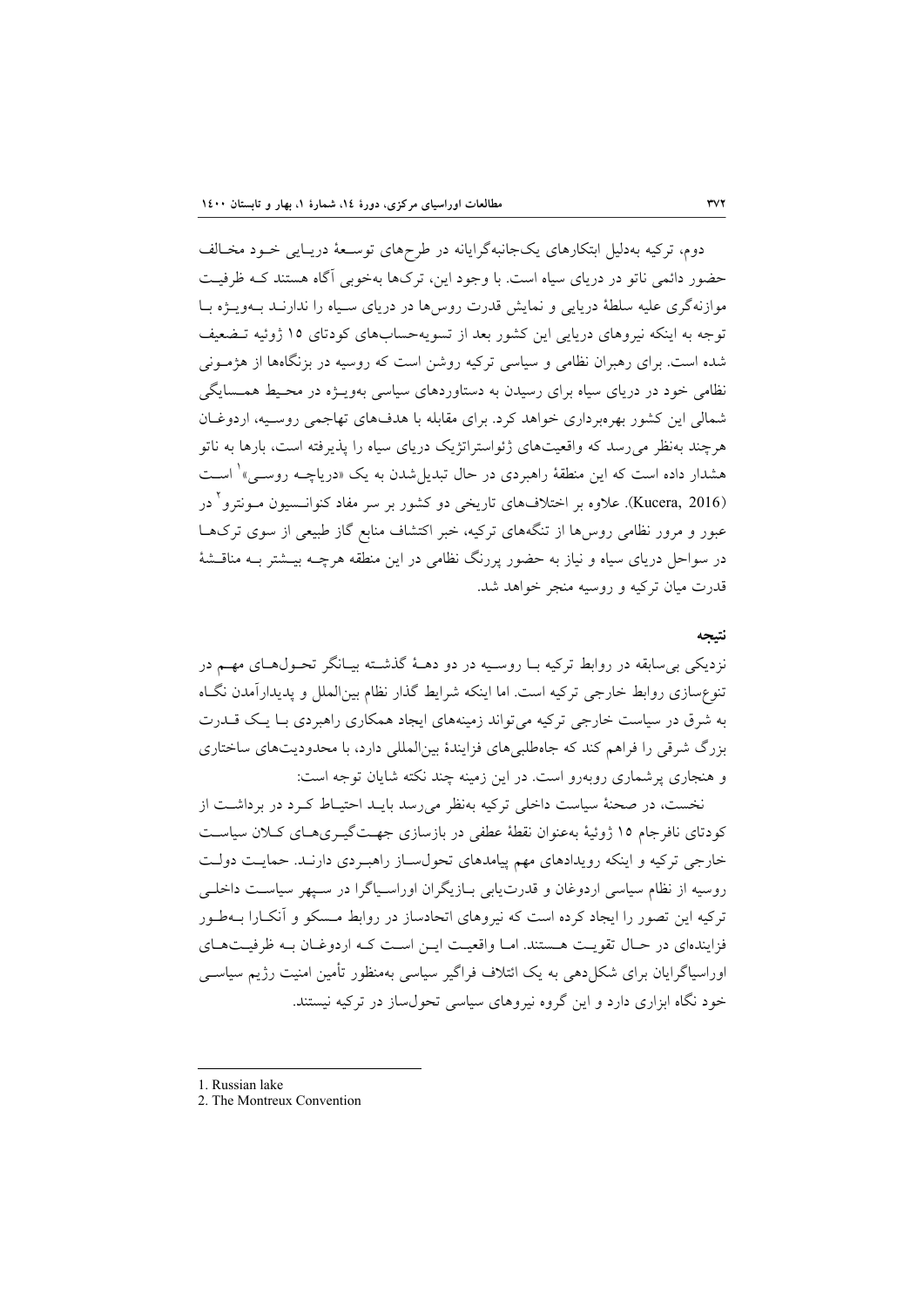دوم، ترکیه به‌دلیل ابتکارهای یک‌جانبه‌گرایانه در طرح‌های توسعهٔ دریایی خود مخالف حضور دائمی ناتو در دریای سیاه است. با وجود این، ترک‌ها به‌خوبی آگاه هستند کـه ظرفیت موازنه‌گری علیه سلطهٔ دریایی و نمایش قدرت روس‌ها در دریای سیاه را ندارند به‌ویژه با توجه به اینکه نیروهای دریایی این کشور بعد از تسویه‌حساب‌های کودتای ۱۵ ژوئیه تضعیف شده است. برای رهبران نظامی و سیاسی ترکیه روشن است که روسیه در بزنگاه‌ها از هژمونی نظامی خود در دریای سیاه برای رسیدن به دستاوردهای سیاسی به‌ویژه در محیط همسایگی شمالی این کشور بهره‌برداری خواهد کرد. برای مقابله با هدف‌های تهاجمی روسیه، اردوغان هرچند به‌نظر می‌رسد که واقعیت‌های ژئواستراتژیک دریای سیاه را پذیرفته است، بارها به ناتو هشدار داده است که این منطقهٔ راهبردی در حال تبدیل‌شدن به یک «دریاچه روسی»[1] است (Kucera, 2016). علاوه بر اختلاف‌های تاریخی دو کشور بر سر مفاد کنوانسیون مونترو[2] در عبور و مرور نظامی روس‌ها از تنگه‌های ترکیه، خبر اکتشاف منابع گاز طبیعی از سوی ترک‌ها در سواحل دریای سیاه و نیاز به حضور پررنگ نظامی در این منطقه هرچه بیشتر به مناقشهٔ قدرت میان ترکیه و روسیه منجر خواهد شد.

## نتیجه

نزدیکی بی‌سابقه در روابط ترکیه با روسیه در دو دههٔ گذشته بیانگر تحول‌های مهم در تنوع‌سازی روابط خارجی ترکیه است. اما اینکه شرایط گذار نظام بین‌الملل و پدیدارآمدن نگاه به شرق در سیاست خارجی ترکیه می‌تواند زمینه‌های ایجاد همکاری راهبردی با یک قدرت بزرگ شرقی را فراهم کند که جاه‌طلبی‌های فزایندهٔ بین‌المللی دارد، با محدودیت‌های ساختاری و هنجاری پرشماری روبه‌رو است. در این زمینه چند نکته شایان توجه است:

نخست، در صحنهٔ سیاست داخلی ترکیه به‌نظر می‌رسد باید احتیاط کرد در برداشت از کودتای نافرجام ۱۵ ژوئیهٔ به‌عنوان نقطهٔ عطفی در بازسازی جهت‌گیری‌های کلان سیاست خارجی ترکیه و اینکه رویدادهای مهم پیامدهای تحول‌ساز راهبردی دارند. حمایت دولت روسیه از نظام سیاسی اردوغان و قدرت‌یابی بازیگران اوراسیاگرا در سپهر سیاست داخلی ترکیه این تصور را ایجاد کرده است که نیروهای اتحادساز در روابط مسکو و آنکارا به‌طور فزاینده‌ای در حال تقویت هستند. اما واقعیت این است که اردوغان به ظرفیت‌های اوراسیاگرایان برای شکل‌دهی به یک ائتلاف فراگیر سیاسی به‌منظور تأمین امنیت رژیم سیاسی خود نگاه ابزاری دارد و این گروه نیروهای سیاسی تحول‌ساز در ترکیه نیستند.

---

1. Russian lake
2. The Montreux Convention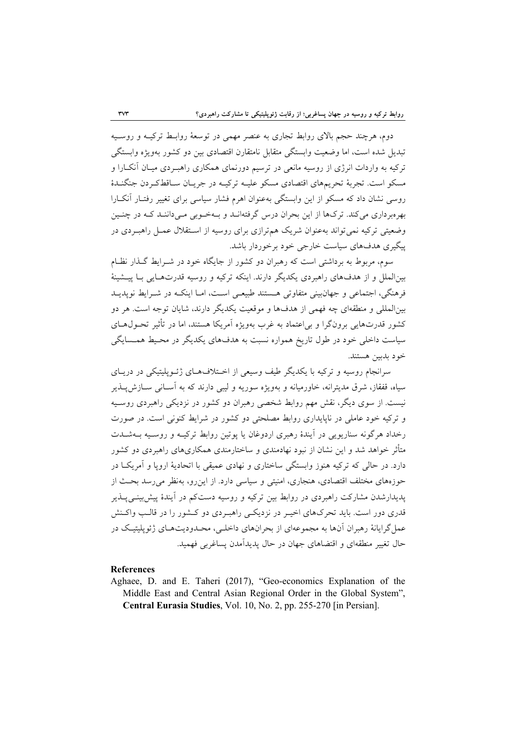دوم، هرچند حجم بالای روابط تجاری به عنصر مهمی در توسعهٔ روابط ترکیه و روسیه تبدیل شده است، اما وضعیت وابستگی متقابل نامتقارن اقتصادی بین دو کشور به‌ویژه وابستگی ترکیه به واردات انرژی از روسیه مانعی در ترسیم دورنمای همکاری راهبردی میان آنکارا و مسکو است. تجربهٔ تحریم‌های اقتصادی مسکو علیه ترکیه در جریان ساقط‌کردن جنگندهٔ روسی نشان داد که مسکو از این وابستگی به‌عنوان اهرم فشار سیاسی برای تغییر رفتار آنکارا بهره‌برداری می‌کند. ترک‌ها از این بحران درس گرفته‌اند و به‌خوبی می‌دانند که در چنین وضعیتی ترکیه نمی‌تواند به‌عنوان شریک هم‌ترازی برای روسیه از استقلال عمل راهبردی در پیگیری هدف‌های سیاست خارجی خود برخوردار باشد.

سوم، مربوط به برداشتی است که رهبران دو کشور از جایگاه خود در شرایط گذار نظام بین‌الملل و از هدف‌های راهبردی یکدیگر دارند. اینکه ترکیه و روسیه قدرت‌هایی با پیشینهٔ فرهنگی، اجتماعی و جهان‌بینی متفاوتی هستند طبیعی است، اما اینکه در شرایط نوپدید بین‌المللی و منطقه‌ای چه فهمی از هدف‌ها و موقعیت یکدیگر دارند، شایان توجه است. هر دو کشور قدرت‌هایی برون‌گرا و بی‌اعتماد به غرب به‌ویژه آمریکا هستند، اما در تأثیر تحول‌های سیاست داخلی خود در طول تاریخ همواره نسبت به هدف‌های یکدیگر در محیط همسایگی خود بدبین هستند.

سرانجام روسیه و ترکیه با یکدیگر طیف وسیعی از اختلاف‌های ژئوپلیتیکی در دریای سیاه، قفقاز، شرق مدیترانه، خاورمیانه و به‌ویژه سوریه و لیبی دارند که به آسانی سازش‌پذیر نیست. از سوی دیگر، نقش مهم روابط شخصی رهبران دو کشور در نزدیکی راهبردی روسیه و ترکیه خود عاملی در ناپایداری روابط مصلحتی دو کشور در شرایط کنونی است. در صورت رخداد هرگونه سناریویی در آیندهٔ رهبری اردوغان یا پوتین روابط ترکیه و روسیه به‌شدت متأثر خواهد شد و این نشان از نبود نهادمندی و ساختارمندی همکاری‌های راهبردی دو کشور دارد. در حالی که ترکیه هنوز وابستگی ساختاری و نهادی عمیقی با اتحادیهٔ اروپا و آمریکا در حوزه‌های مختلف اقتصادی، هنجاری، امنیتی و سیاسی دارد. از این‌رو، به‌نظر می‌رسد بحث از پدیدارشدن مشارکت راهبردی در روابط بین ترکیه و روسیه دست‌کم در آیندهٔ پیش‌بینی‌پذیر قدری دور است. باید تحرک‌های اخیر در نزدیکی راهبردی دو کشور را در قالب واکنش عمل‌گرایانهٔ رهبران آن‌ها به مجموعه‌ای از بحران‌های داخلی، محدودیت‌های ژئوپلیتیک در حال تغییر منطقه‌ای و اقتضاهای جهان در حال پدیدآمدن پساغربی فهمید.

## References

Aghaee, D. and E. Taheri (2017), "Geo-economics Explanation of the Middle East and Central Asian Regional Order in the Global System", **Central Eurasia Studies**, Vol. 10, No. 2, pp. 255-270 [in Persian].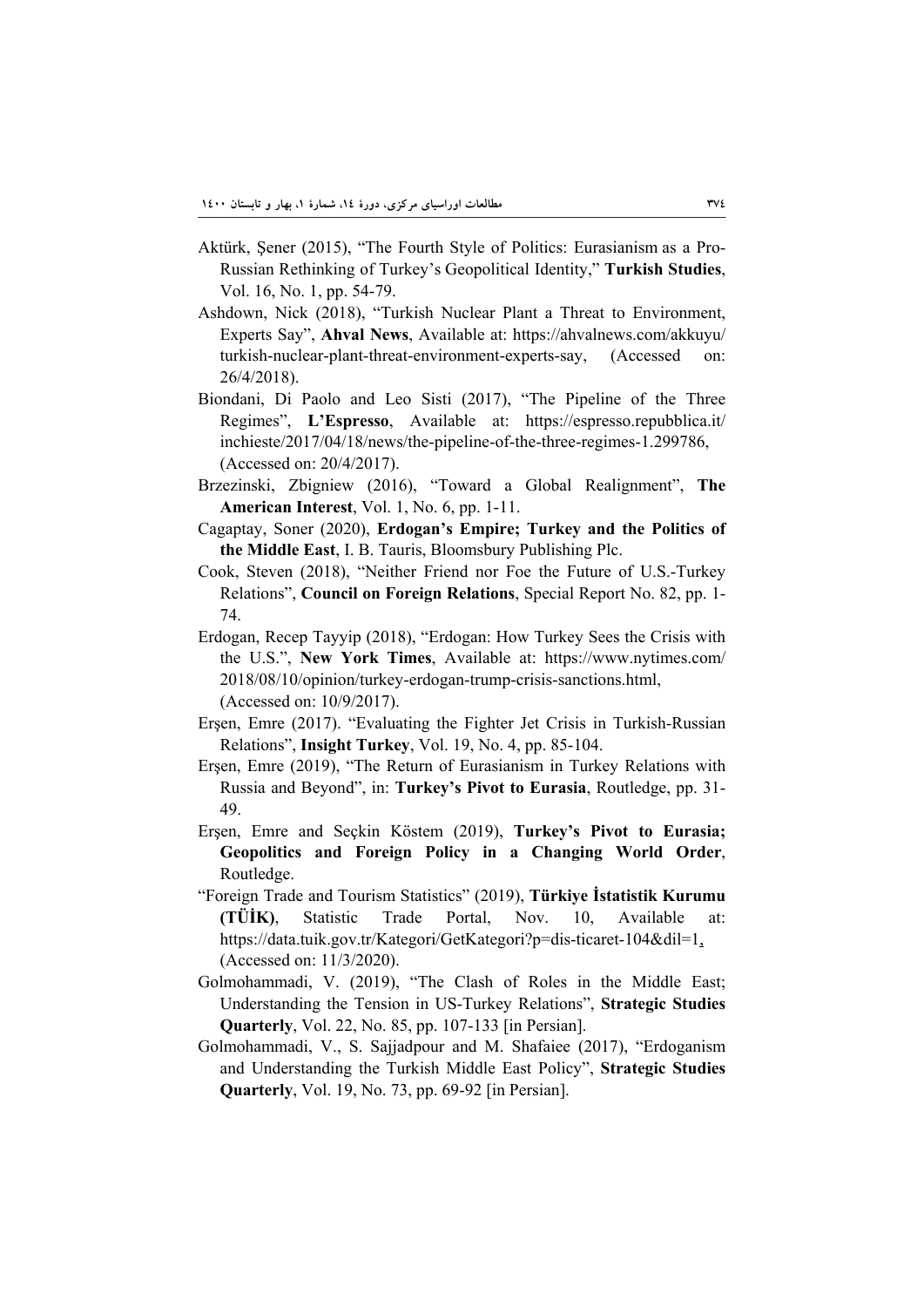Aktürk, Şener (2015), “The Fourth Style of Politics: Eurasianism as a Pro-Russian Rethinking of Turkey’s Geopolitical Identity,” **Turkish Studies**, Vol. 16, No. 1, pp. 54-79.

Ashdown, Nick (2018), “Turkish Nuclear Plant a Threat to Environment, Experts Say”, **Ahval News**, Available at: https://ahvalnews.com/akkuyu/turkish-nuclear-plant-threat-environment-experts-say, (Accessed on: 26/4/2018).

Biondani, Di Paolo and Leo Sisti (2017), “The Pipeline of the Three Regimes”, **L’Espresso**, Available at: https://espresso.repubblica.it/inchieste/2017/04/18/news/the-pipeline-of-the-three-regimes-1.299786, (Accessed on: 20/4/2017).

Brzezinski, Zbigniew (2016), “Toward a Global Realignment”, **The American Interest**, Vol. 1, No. 6, pp. 1-11.

Cagaptay, Soner (2020), **Erdogan’s Empire; Turkey and the Politics of the Middle East**, I. B. Tauris, Bloomsbury Publishing Plc.

Cook, Steven (2018), “Neither Friend nor Foe the Future of U.S.-Turkey Relations”, **Council on Foreign Relations**, Special Report No. 82, pp. 1-74.

Erdogan, Recep Tayyip (2018), “Erdogan: How Turkey Sees the Crisis with the U.S.”, **New York Times**, Available at: https://www.nytimes.com/2018/08/10/opinion/turkey-erdogan-trump-crisis-sanctions.html, (Accessed on: 10/9/2017).

Erşen, Emre (2017). “Evaluating the Fighter Jet Crisis in Turkish-Russian Relations”, **Insight Turkey**, Vol. 19, No. 4, pp. 85-104.

Erşen, Emre (2019), “The Return of Eurasianism in Turkey Relations with Russia and Beyond”, in: **Turkey’s Pivot to Eurasia**, Routledge, pp. 31-49.

Erşen, Emre and Seçkin Köstem (2019), **Turkey’s Pivot to Eurasia; Geopolitics and Foreign Policy in a Changing World Order**, Routledge.

“Foreign Trade and Tourism Statistics” (2019), **Türkiye İstatistik Kurumu (TÜİK)**, Statistic Trade Portal, Nov. 10, Available at: https://data.tuik.gov.tr/Kategori/GetKategori?p=dis-ticaret-104&dil=1, (Accessed on: 11/3/2020).

Golmohammadi, V. (2019), “The Clash of Roles in the Middle East; Understanding the Tension in US-Turkey Relations”, **Strategic Studies Quarterly**, Vol. 22, No. 85, pp. 107-133 [in Persian].

Golmohammadi, V., S. Sajjadpour and M. Shafaiee (2017), “Erdoganism and Understanding the Turkish Middle East Policy”, **Strategic Studies Quarterly**, Vol. 19, No. 73, pp. 69-92 [in Persian].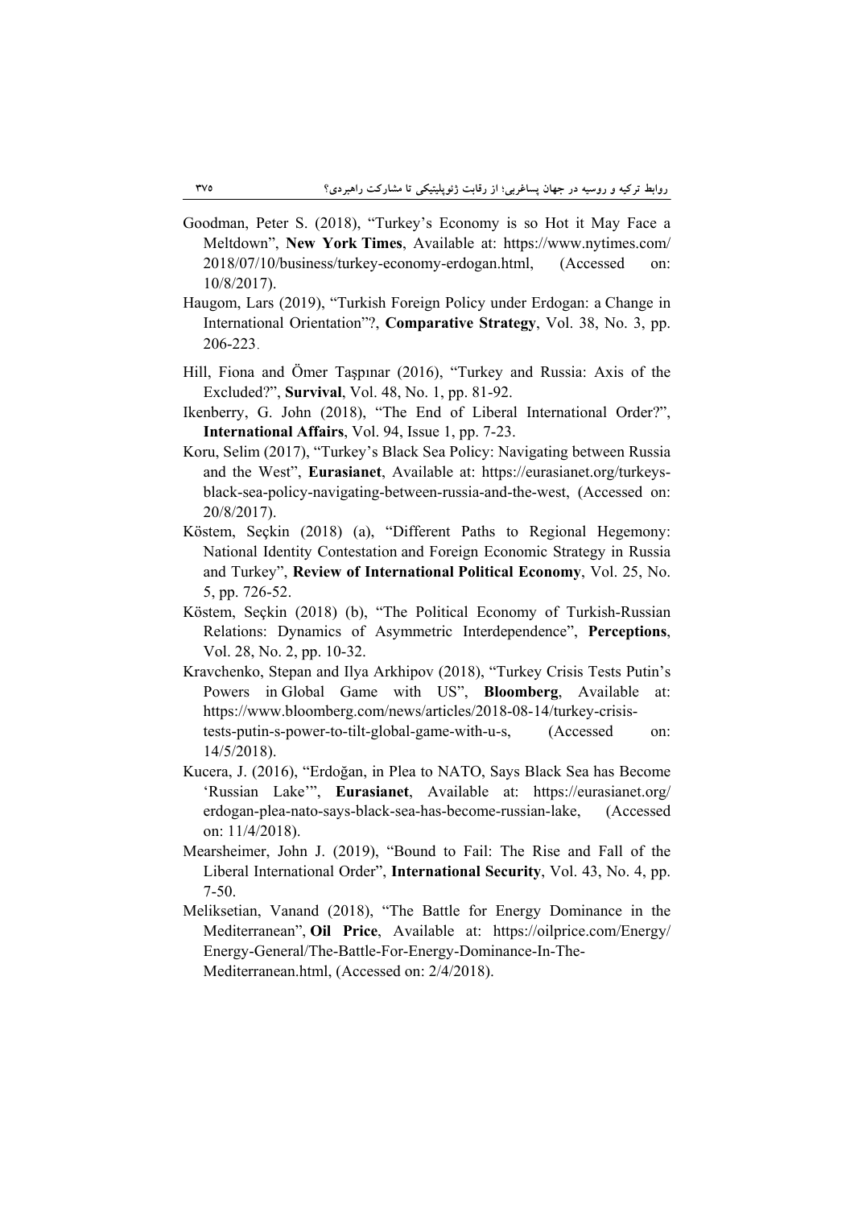Goodman, Peter S. (2018), "Turkey's Economy is so Hot it May Face a Meltdown", **New York Times**, Available at: https://www.nytimes.com/2018/07/10/business/turkey-economy-erdogan.html, (Accessed on: 10/8/2017).

Haugom, Lars (2019), "Turkish Foreign Policy under Erdogan: a Change in International Orientation"?, **Comparative Strategy**, Vol. 38, No. 3, pp. 206-223.

Hill, Fiona and Ömer Taşpınar (2016), "Turkey and Russia: Axis of the Excluded?", **Survival**, Vol. 48, No. 1, pp. 81-92.

Ikenberry, G. John (2018), "The End of Liberal International Order?", **International Affairs**, Vol. 94, Issue 1, pp. 7-23.

Koru, Selim (2017), "Turkey's Black Sea Policy: Navigating between Russia and the West", **Eurasianet**, Available at: https://eurasianet.org/turkeys-black-sea-policy-navigating-between-russia-and-the-west, (Accessed on: 20/8/2017).

Köstem, Seçkin (2018) (a), "Different Paths to Regional Hegemony: National Identity Contestation and Foreign Economic Strategy in Russia and Turkey", **Review of International Political Economy**, Vol. 25, No. 5, pp. 726-52.

Köstem, Seçkin (2018) (b), "The Political Economy of Turkish-Russian Relations: Dynamics of Asymmetric Interdependence", **Perceptions**, Vol. 28, No. 2, pp. 10-32.

Kravchenko, Stepan and Ilya Arkhipov (2018), "Turkey Crisis Tests Putin's Powers in Global Game with US", **Bloomberg**, Available at: https://www.bloomberg.com/news/articles/2018-08-14/turkey-crisis-tests-putin-s-power-to-tilt-global-game-with-u-s, (Accessed on: 14/5/2018).

Kucera, J. (2016), "Erdoğan, in Plea to NATO, Says Black Sea has Become 'Russian Lake'", **Eurasianet**, Available at: https://eurasianet.org/erdogan-plea-nato-says-black-sea-has-become-russian-lake, (Accessed on: 11/4/2018).

Mearsheimer, John J. (2019), "Bound to Fail: The Rise and Fall of the Liberal International Order", **International Security**, Vol. 43, No. 4, pp. 7-50.

Meliksetian, Vanand (2018), "The Battle for Energy Dominance in the Mediterranean", **Oil Price**, Available at: https://oilprice.com/Energy/Energy-General/The-Battle-For-Energy-Dominance-In-The-Mediterranean.html, (Accessed on: 2/4/2018).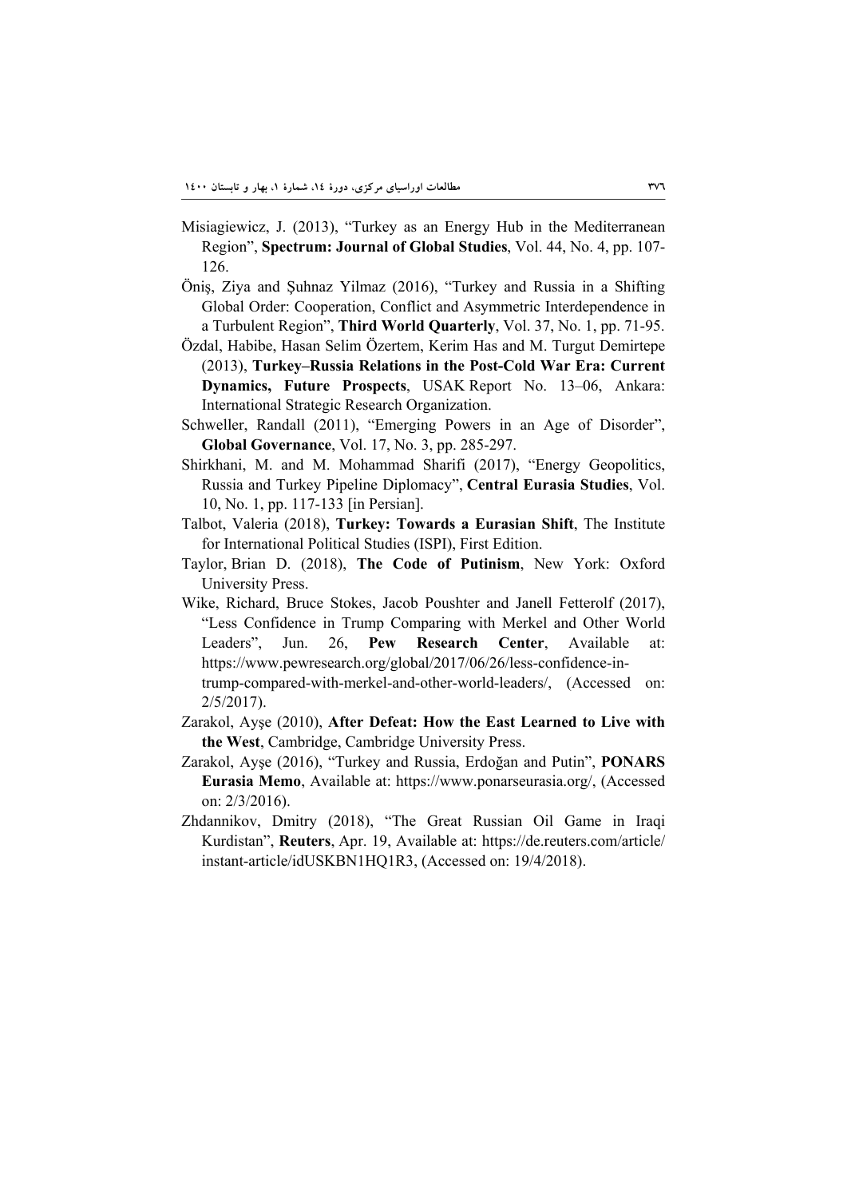Misiagiewicz, J. (2013), "Turkey as an Energy Hub in the Mediterranean Region", **Spectrum: Journal of Global Studies**, Vol. 44, No. 4, pp. 107-126.

Öniş, Ziya and Şuhnaz Yilmaz (2016), "Turkey and Russia in a Shifting Global Order: Cooperation, Conflict and Asymmetric Interdependence in a Turbulent Region", **Third World Quarterly**, Vol. 37, No. 1, pp. 71-95.

Özdal, Habibe, Hasan Selim Özertem, Kerim Has and M. Turgut Demirtepe (2013), **Turkey–Russia Relations in the Post-Cold War Era: Current Dynamics, Future Prospects**, USAK Report No. 13–06, Ankara: International Strategic Research Organization.

Schweller, Randall (2011), "Emerging Powers in an Age of Disorder", **Global Governance**, Vol. 17, No. 3, pp. 285-297.

Shirkhani, M. and M. Mohammad Sharifi (2017), "Energy Geopolitics, Russia and Turkey Pipeline Diplomacy", **Central Eurasia Studies**, Vol. 10, No. 1, pp. 117-133 [in Persian].

Talbot, Valeria (2018), **Turkey: Towards a Eurasian Shift**, The Institute for International Political Studies (ISPI), First Edition.

Taylor, Brian D. (2018), **The Code of Putinism**, New York: Oxford University Press.

Wike, Richard, Bruce Stokes, Jacob Poushter and Janell Fetterolf (2017), "Less Confidence in Trump Comparing with Merkel and Other World Leaders", Jun. 26, **Pew Research Center**, Available at: https://www.pewresearch.org/global/2017/06/26/less-confidence-in-trump-compared-with-merkel-and-other-world-leaders/, (Accessed on: 2/5/2017).

Zarakol, Ayşe (2010), **After Defeat: How the East Learned to Live with the West**, Cambridge, Cambridge University Press.

Zarakol, Ayşe (2016), "Turkey and Russia, Erdoğan and Putin", **PONARS Eurasia Memo**, Available at: https://www.ponarseurasia.org/, (Accessed on: 2/3/2016).

Zhdannikov, Dmitry (2018), "The Great Russian Oil Game in Iraqi Kurdistan", **Reuters**, Apr. 19, Available at: https://de.reuters.com/article/instant-article/idUSKBN1HQ1R3, (Accessed on: 19/4/2018).